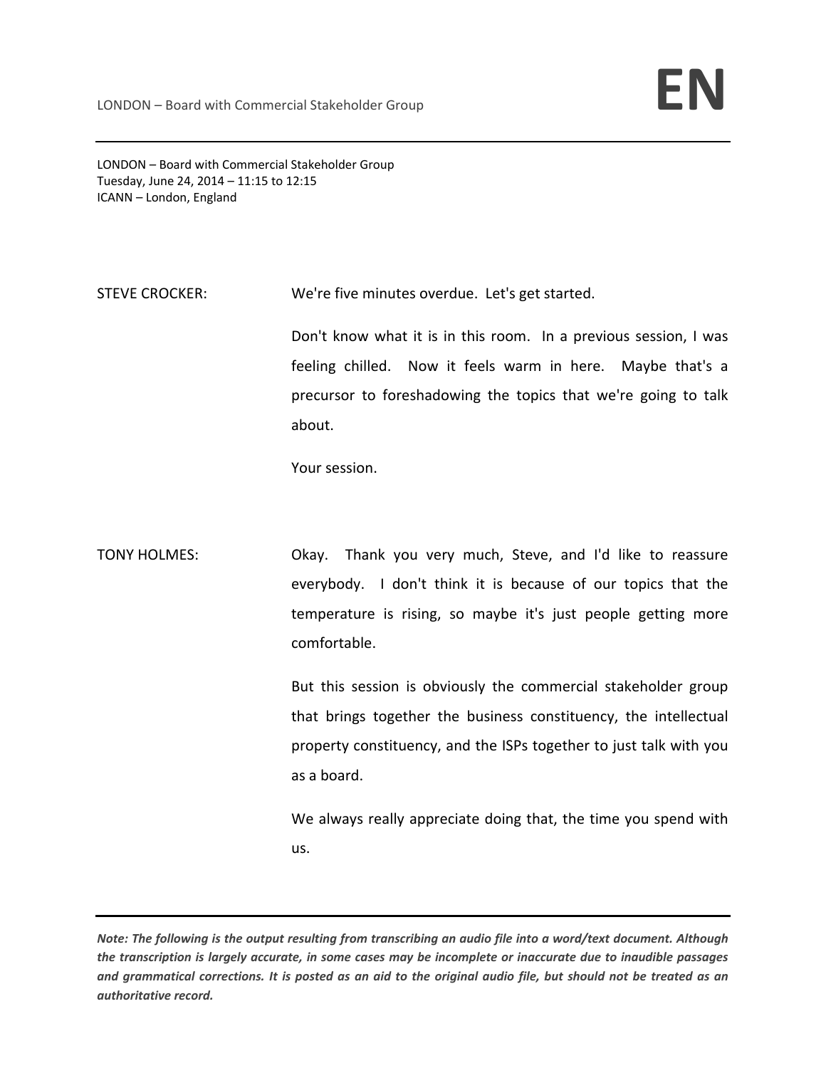LONDON – Board with Commercial Stakeholder Group
Tuesday, June 24, 2014 – 11:15 to 12:15
ICANN – London, England

STEVE CROCKER: We're five minutes overdue. Let's get started.

Don't know what it is in this room. In a previous session, I was feeling chilled. Now it feels warm in here. Maybe that's a precursor to foreshadowing the topics that we're going to talk about.

Your session.

TONY HOLMES: Okay. Thank you very much, Steve, and I'd like to reassure everybody. I don't think it is because of our topics that the temperature is rising, so maybe it's just people getting more comfortable.

But this session is obviously the commercial stakeholder group that brings together the business constituency, the intellectual property constituency, and the ISPs together to just talk with you as a board.

We always really appreciate doing that, the time you spend with us.

***Note: The following is the output resulting from transcribing an audio file into a word/text document. Although the transcription is largely accurate, in some cases may be incomplete or inaccurate due to inaudible passages and grammatical corrections. It is posted as an aid to the original audio file, but should not be treated as an authoritative record.***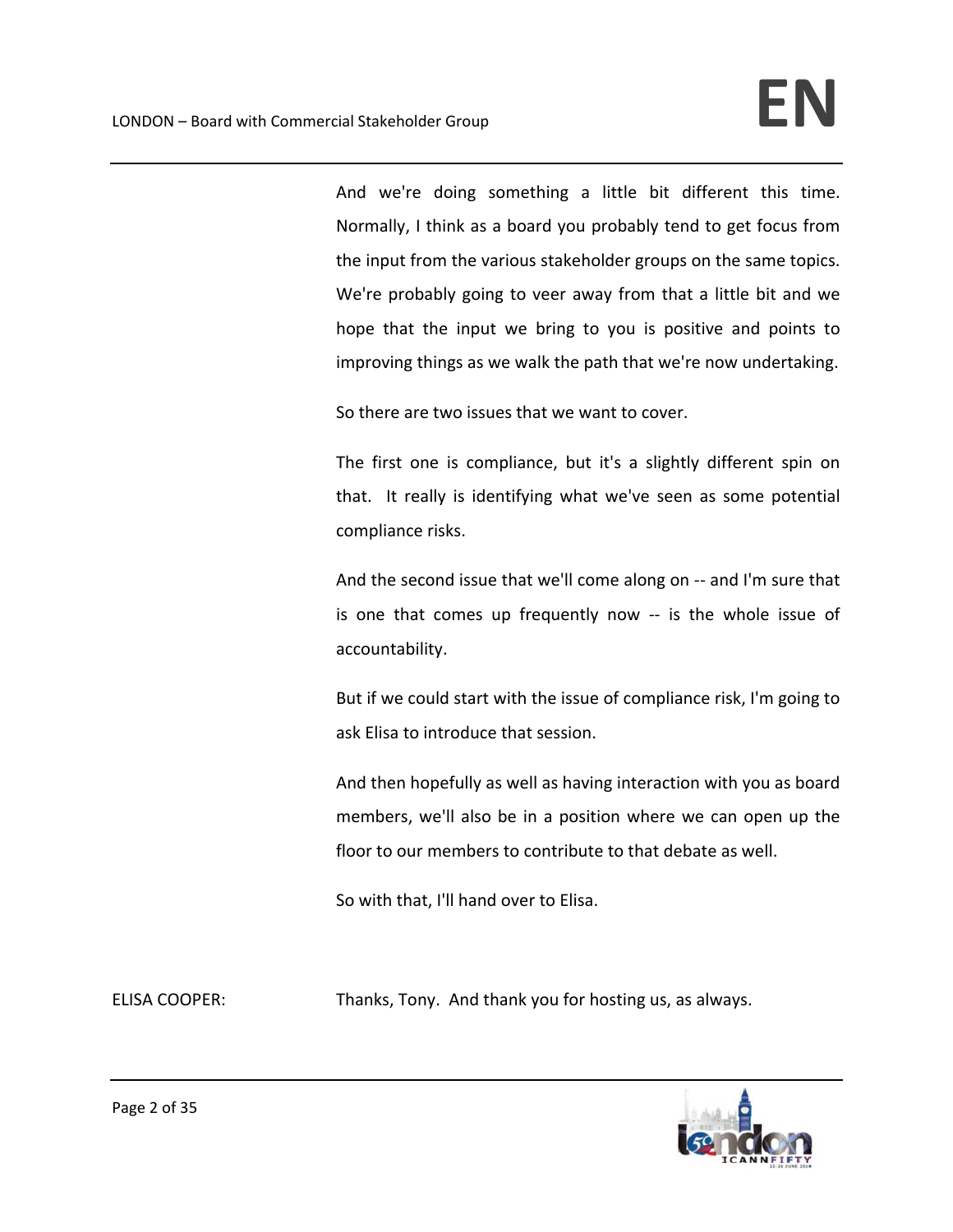And we're doing something a little bit different this time. Normally, I think as a board you probably tend to get focus from the input from the various stakeholder groups on the same topics. We're probably going to veer away from that a little bit and we hope that the input we bring to you is positive and points to improving things as we walk the path that we're now undertaking.

So there are two issues that we want to cover.

The first one is compliance, but it's a slightly different spin on that. It really is identifying what we've seen as some potential compliance risks.

And the second issue that we'll come along on -- and I'm sure that is one that comes up frequently now -- is the whole issue of accountability.

But if we could start with the issue of compliance risk, I'm going to ask Elisa to introduce that session.

And then hopefully as well as having interaction with you as board members, we'll also be in a position where we can open up the floor to our members to contribute to that debate as well.

So with that, I'll hand over to Elisa.

ELISA COOPER: Thanks, Tony. And thank you for hosting us, as always.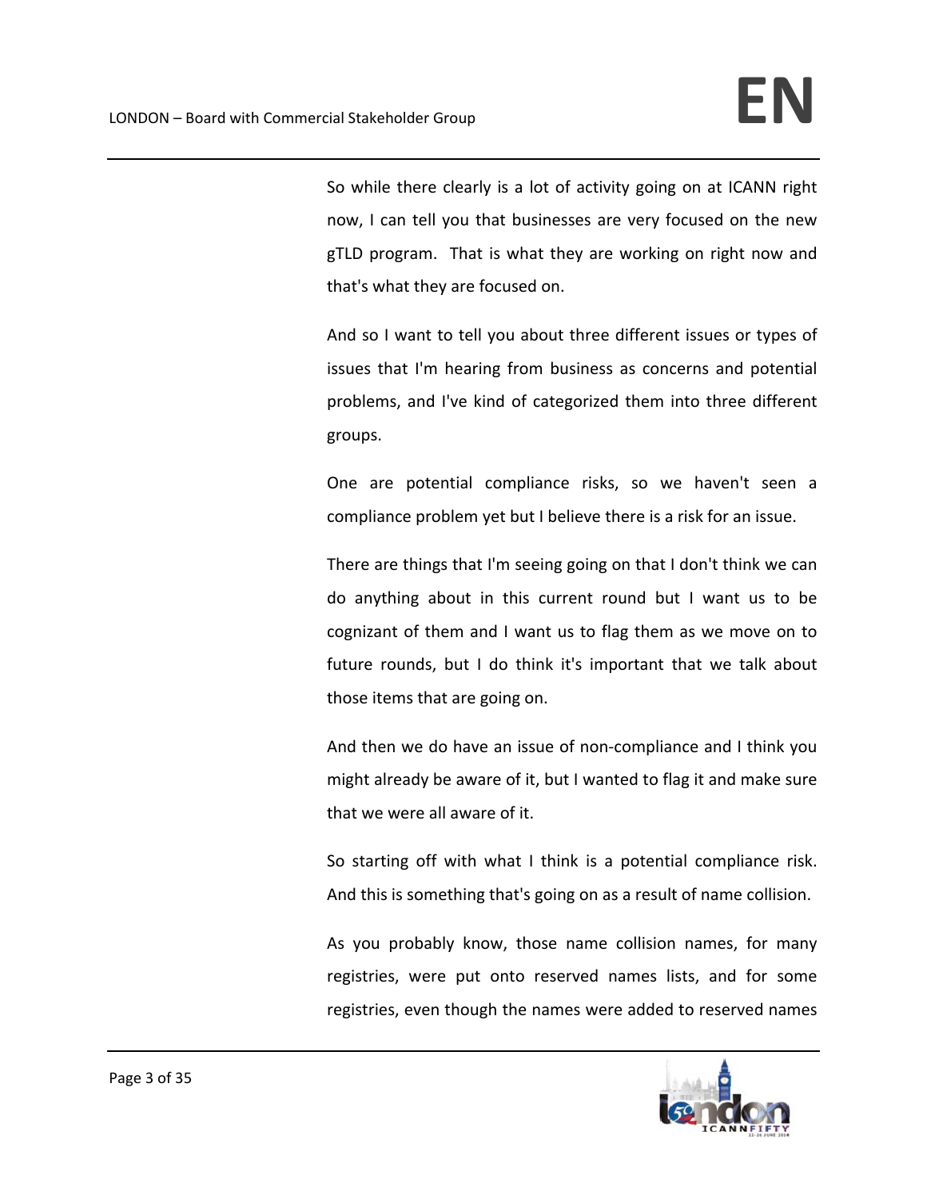So while there clearly is a lot of activity going on at ICANN right now, I can tell you that businesses are very focused on the new gTLD program. That is what they are working on right now and that's what they are focused on.

And so I want to tell you about three different issues or types of issues that I'm hearing from business as concerns and potential problems, and I've kind of categorized them into three different groups.

One are potential compliance risks, so we haven't seen a compliance problem yet but I believe there is a risk for an issue.

There are things that I'm seeing going on that I don't think we can do anything about in this current round but I want us to be cognizant of them and I want us to flag them as we move on to future rounds, but I do think it's important that we talk about those items that are going on.

And then we do have an issue of non-compliance and I think you might already be aware of it, but I wanted to flag it and make sure that we were all aware of it.

So starting off with what I think is a potential compliance risk. And this is something that's going on as a result of name collision.

As you probably know, those name collision names, for many registries, were put onto reserved names lists, and for some registries, even though the names were added to reserved names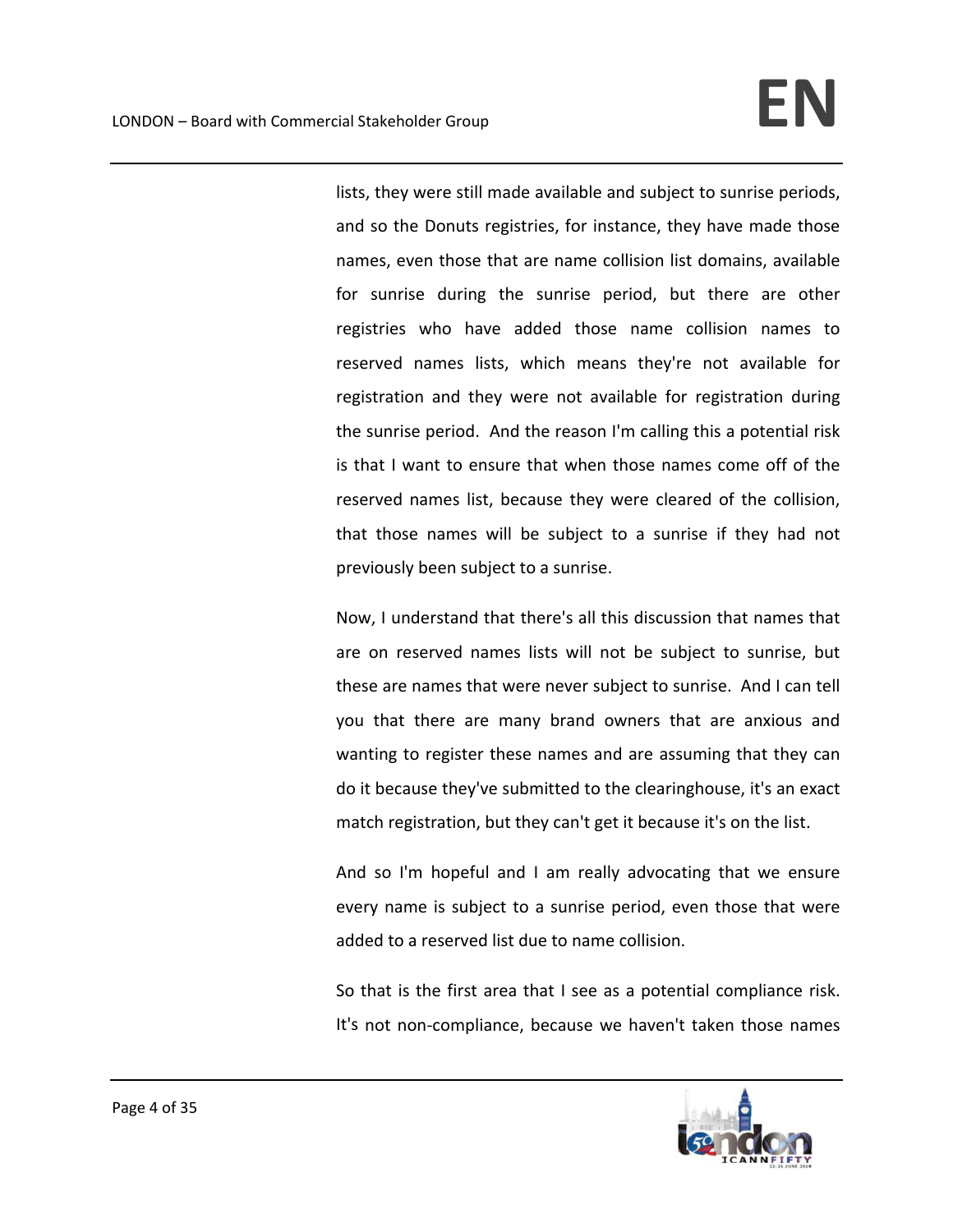lists, they were still made available and subject to sunrise periods, and so the Donuts registries, for instance, they have made those names, even those that are name collision list domains, available for sunrise during the sunrise period, but there are other registries who have added those name collision names to reserved names lists, which means they're not available for registration and they were not available for registration during the sunrise period. And the reason I'm calling this a potential risk is that I want to ensure that when those names come off of the reserved names list, because they were cleared of the collision, that those names will be subject to a sunrise if they had not previously been subject to a sunrise.

Now, I understand that there's all this discussion that names that are on reserved names lists will not be subject to sunrise, but these are names that were never subject to sunrise. And I can tell you that there are many brand owners that are anxious and wanting to register these names and are assuming that they can do it because they've submitted to the clearinghouse, it's an exact match registration, but they can't get it because it's on the list.

And so I'm hopeful and I am really advocating that we ensure every name is subject to a sunrise period, even those that were added to a reserved list due to name collision.

So that is the first area that I see as a potential compliance risk. It's not non-compliance, because we haven't taken those names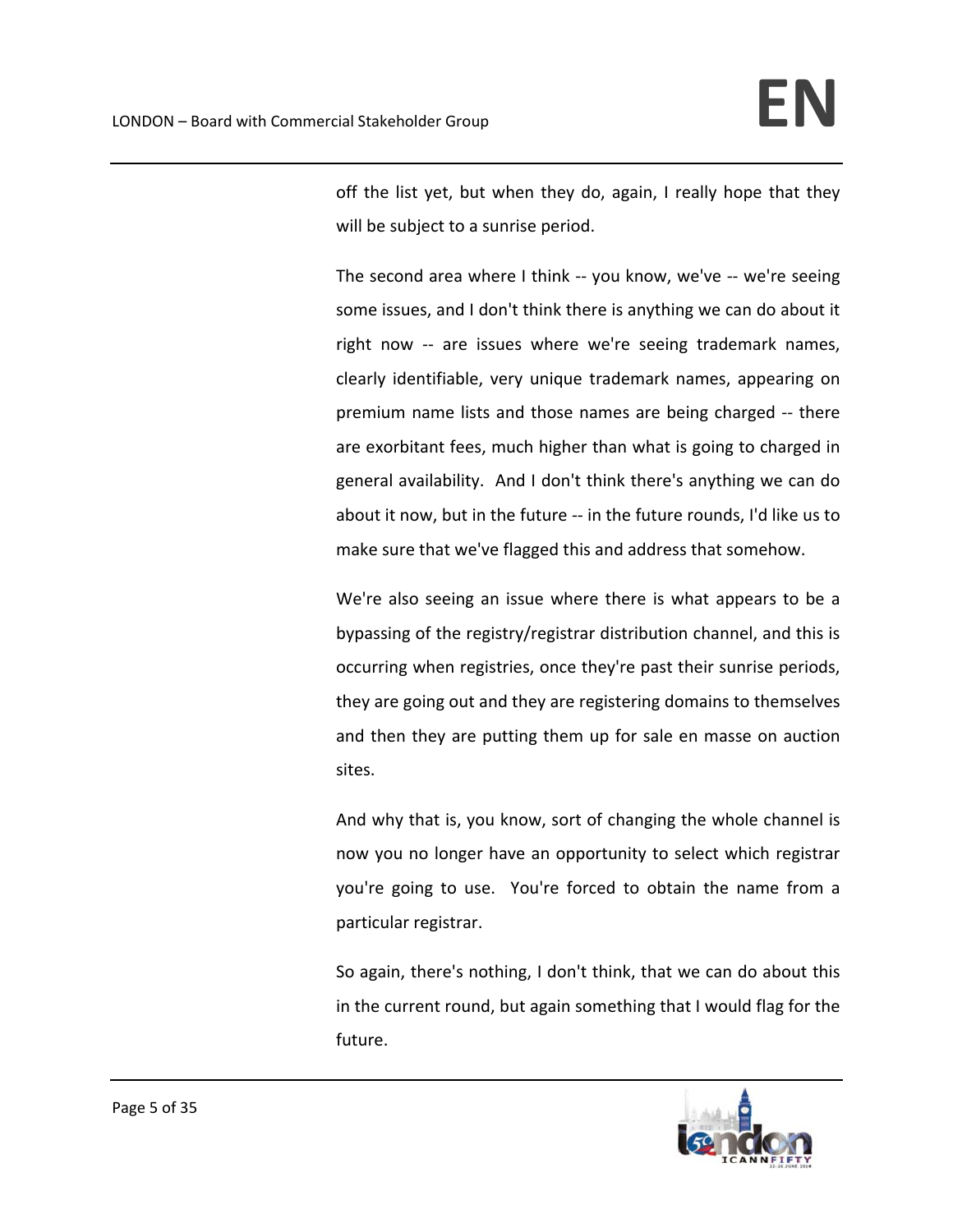off the list yet, but when they do, again, I really hope that they will be subject to a sunrise period.

The second area where I think -- you know, we've -- we're seeing some issues, and I don't think there is anything we can do about it right now -- are issues where we're seeing trademark names, clearly identifiable, very unique trademark names, appearing on premium name lists and those names are being charged -- there are exorbitant fees, much higher than what is going to charged in general availability. And I don't think there's anything we can do about it now, but in the future -- in the future rounds, I'd like us to make sure that we've flagged this and address that somehow.

We're also seeing an issue where there is what appears to be a bypassing of the registry/registrar distribution channel, and this is occurring when registries, once they're past their sunrise periods, they are going out and they are registering domains to themselves and then they are putting them up for sale en masse on auction sites.

And why that is, you know, sort of changing the whole channel is now you no longer have an opportunity to select which registrar you're going to use. You're forced to obtain the name from a particular registrar.

So again, there's nothing, I don't think, that we can do about this in the current round, but again something that I would flag for the future.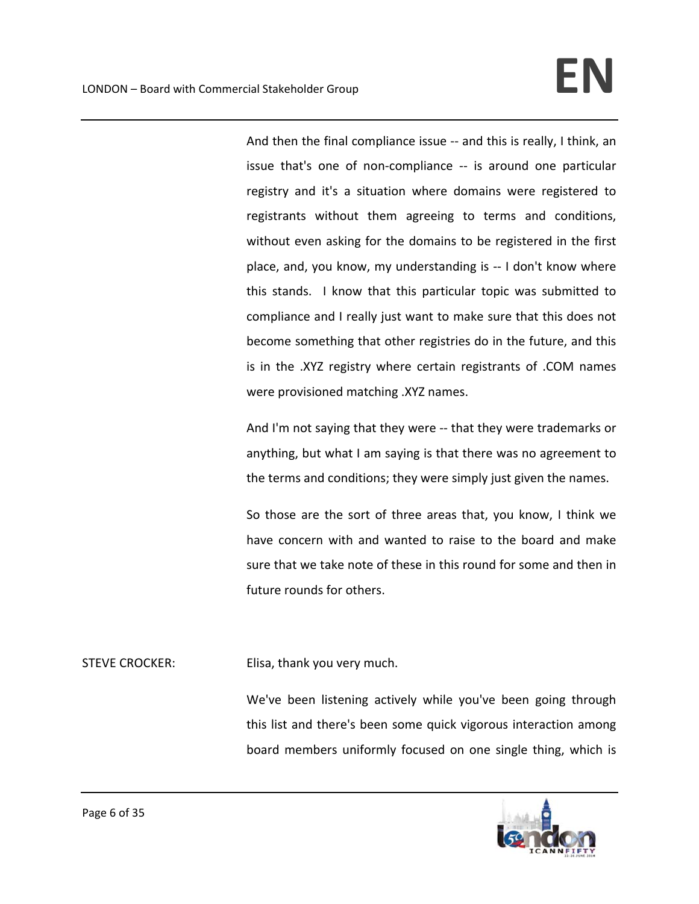And then the final compliance issue -- and this is really, I think, an issue that's one of non-compliance -- is around one particular registry and it's a situation where domains were registered to registrants without them agreeing to terms and conditions, without even asking for the domains to be registered in the first place, and, you know, my understanding is -- I don't know where this stands. I know that this particular topic was submitted to compliance and I really just want to make sure that this does not become something that other registries do in the future, and this is in the .XYZ registry where certain registrants of .COM names were provisioned matching .XYZ names.

And I'm not saying that they were -- that they were trademarks or anything, but what I am saying is that there was no agreement to the terms and conditions; they were simply just given the names.

So those are the sort of three areas that, you know, I think we have concern with and wanted to raise to the board and make sure that we take note of these in this round for some and then in future rounds for others.

STEVE CROCKER: Elisa, thank you very much.

We've been listening actively while you've been going through this list and there's been some quick vigorous interaction among board members uniformly focused on one single thing, which is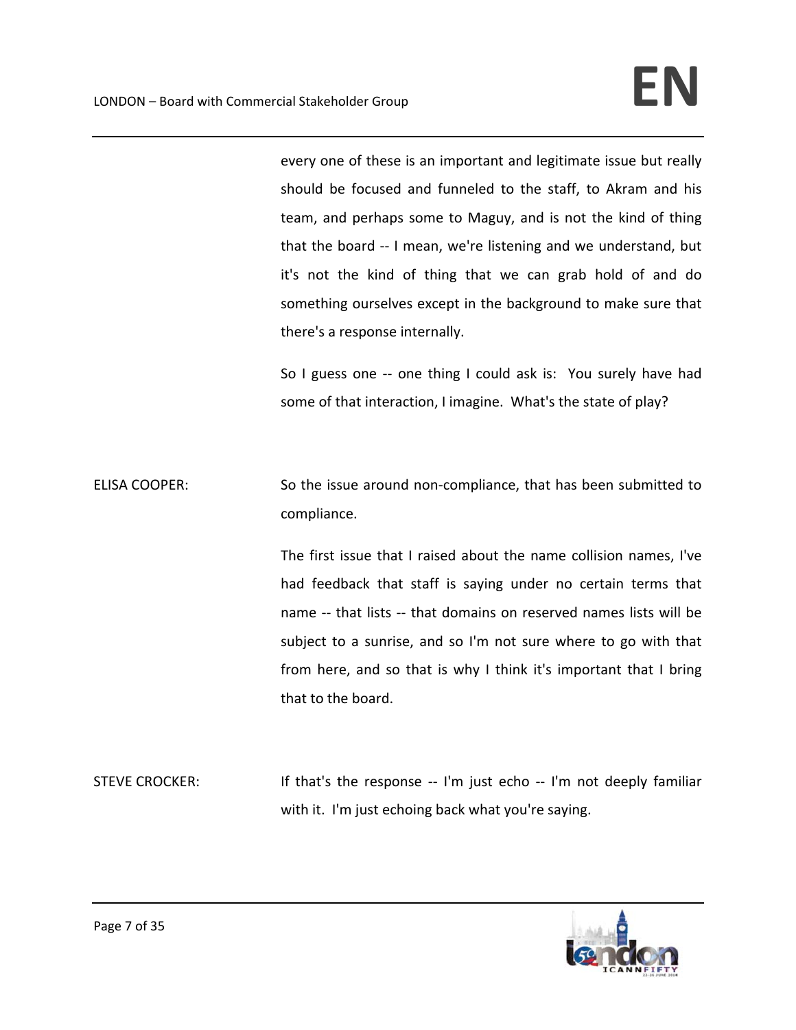every one of these is an important and legitimate issue but really should be focused and funneled to the staff, to Akram and his team, and perhaps some to Maguy, and is not the kind of thing that the board -- I mean, we're listening and we understand, but it's not the kind of thing that we can grab hold of and do something ourselves except in the background to make sure that there's a response internally.

So I guess one -- one thing I could ask is: You surely have had some of that interaction, I imagine. What's the state of play?

ELISA COOPER: So the issue around non-compliance, that has been submitted to compliance.

The first issue that I raised about the name collision names, I've had feedback that staff is saying under no certain terms that name -- that lists -- that domains on reserved names lists will be subject to a sunrise, and so I'm not sure where to go with that from here, and so that is why I think it's important that I bring that to the board.

STEVE CROCKER: If that's the response -- I'm just echo -- I'm not deeply familiar with it. I'm just echoing back what you're saying.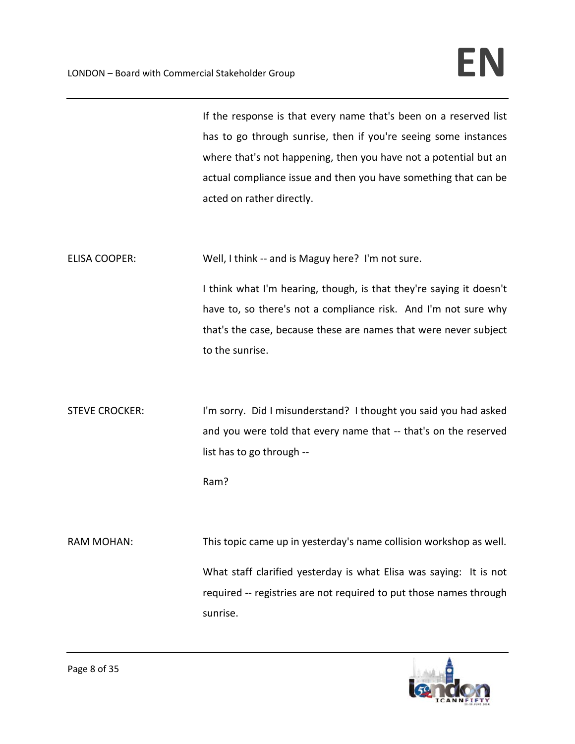If the response is that every name that's been on a reserved list has to go through sunrise, then if you're seeing some instances where that's not happening, then you have not a potential but an actual compliance issue and then you have something that can be acted on rather directly.

ELISA COOPER: Well, I think -- and is Maguy here? I'm not sure.

I think what I'm hearing, though, is that they're saying it doesn't have to, so there's not a compliance risk. And I'm not sure why that's the case, because these are names that were never subject to the sunrise.

STEVE CROCKER: I'm sorry. Did I misunderstand? I thought you said you had asked and you were told that every name that -- that's on the reserved list has to go through --

Ram?

RAM MOHAN: This topic came up in yesterday's name collision workshop as well.

What staff clarified yesterday is what Elisa was saying: It is not required -- registries are not required to put those names through sunrise.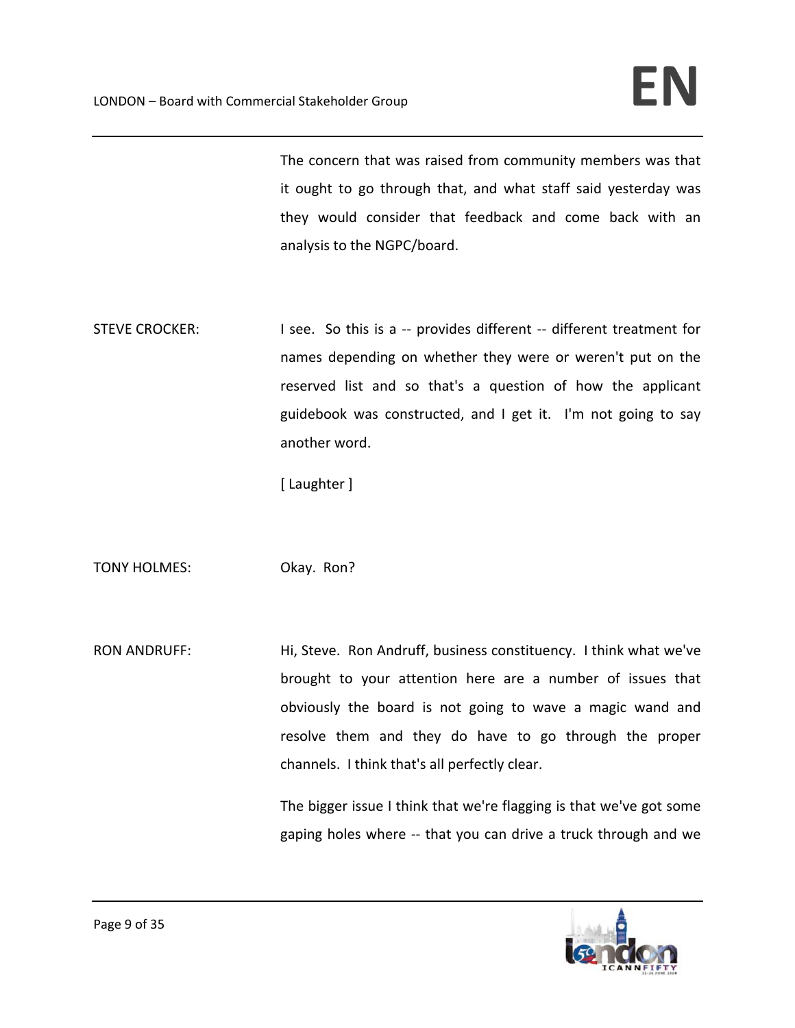The concern that was raised from community members was that it ought to go through that, and what staff said yesterday was they would consider that feedback and come back with an analysis to the NGPC/board.

STEVE CROCKER: I see. So this is a -- provides different -- different treatment for names depending on whether they were or weren't put on the reserved list and so that's a question of how the applicant guidebook was constructed, and I get it. I'm not going to say another word.

[ Laughter ]

TONY HOLMES: Okay. Ron?

RON ANDRUFF: Hi, Steve. Ron Andruff, business constituency. I think what we've brought to your attention here are a number of issues that obviously the board is not going to wave a magic wand and resolve them and they do have to go through the proper channels. I think that's all perfectly clear.

The bigger issue I think that we're flagging is that we've got some gaping holes where -- that you can drive a truck through and we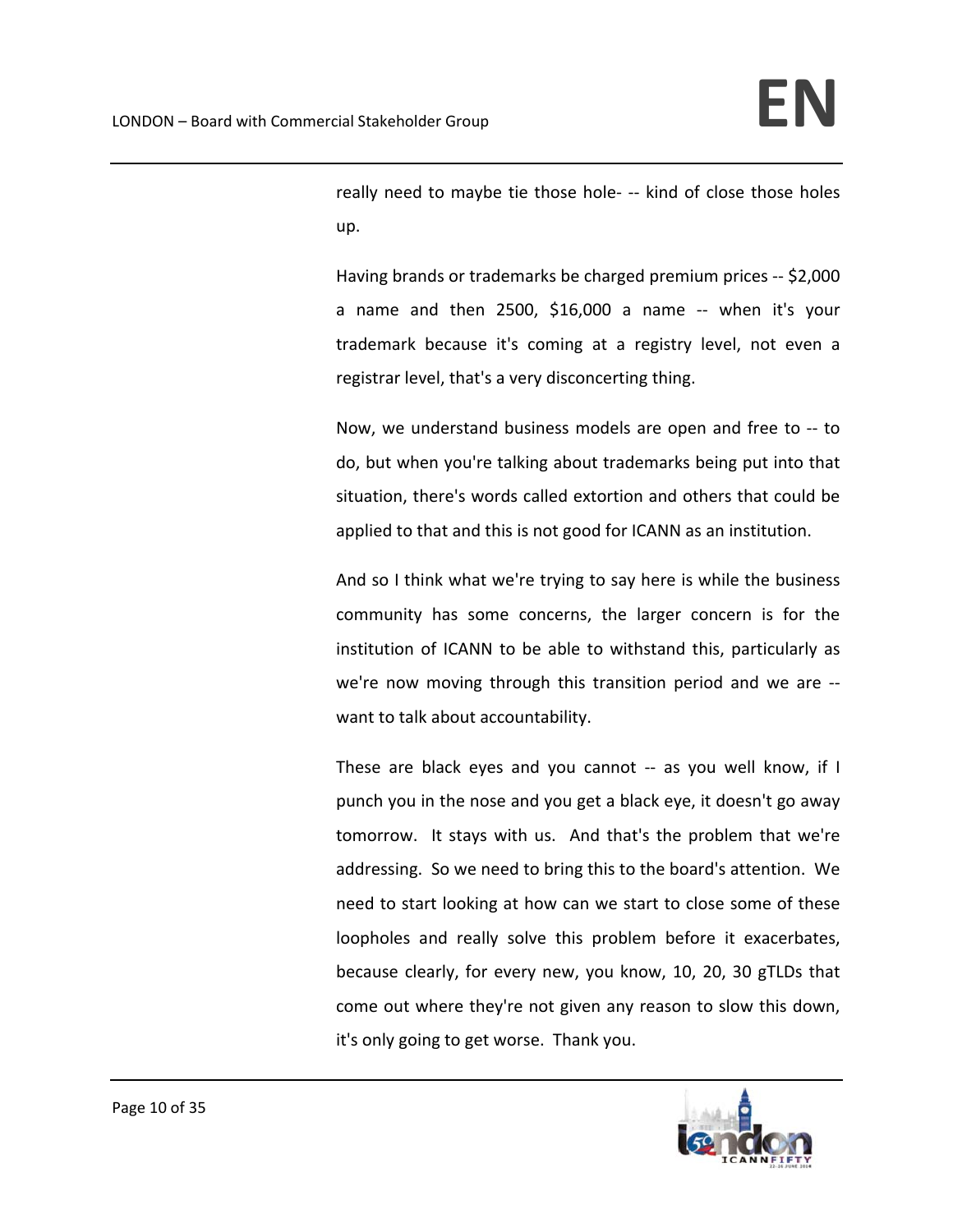really need to maybe tie those hole- -- kind of close those holes up.

Having brands or trademarks be charged premium prices -- $2,000 a name and then 2500, $16,000 a name -- when it's your trademark because it's coming at a registry level, not even a registrar level, that's a very disconcerting thing.

Now, we understand business models are open and free to -- to do, but when you're talking about trademarks being put into that situation, there's words called extortion and others that could be applied to that and this is not good for ICANN as an institution.

And so I think what we're trying to say here is while the business community has some concerns, the larger concern is for the institution of ICANN to be able to withstand this, particularly as we're now moving through this transition period and we are -- want to talk about accountability.

These are black eyes and you cannot -- as you well know, if I punch you in the nose and you get a black eye, it doesn't go away tomorrow. It stays with us. And that's the problem that we're addressing. So we need to bring this to the board's attention. We need to start looking at how can we start to close some of these loopholes and really solve this problem before it exacerbates, because clearly, for every new, you know, 10, 20, 30 gTLDs that come out where they're not given any reason to slow this down, it's only going to get worse. Thank you.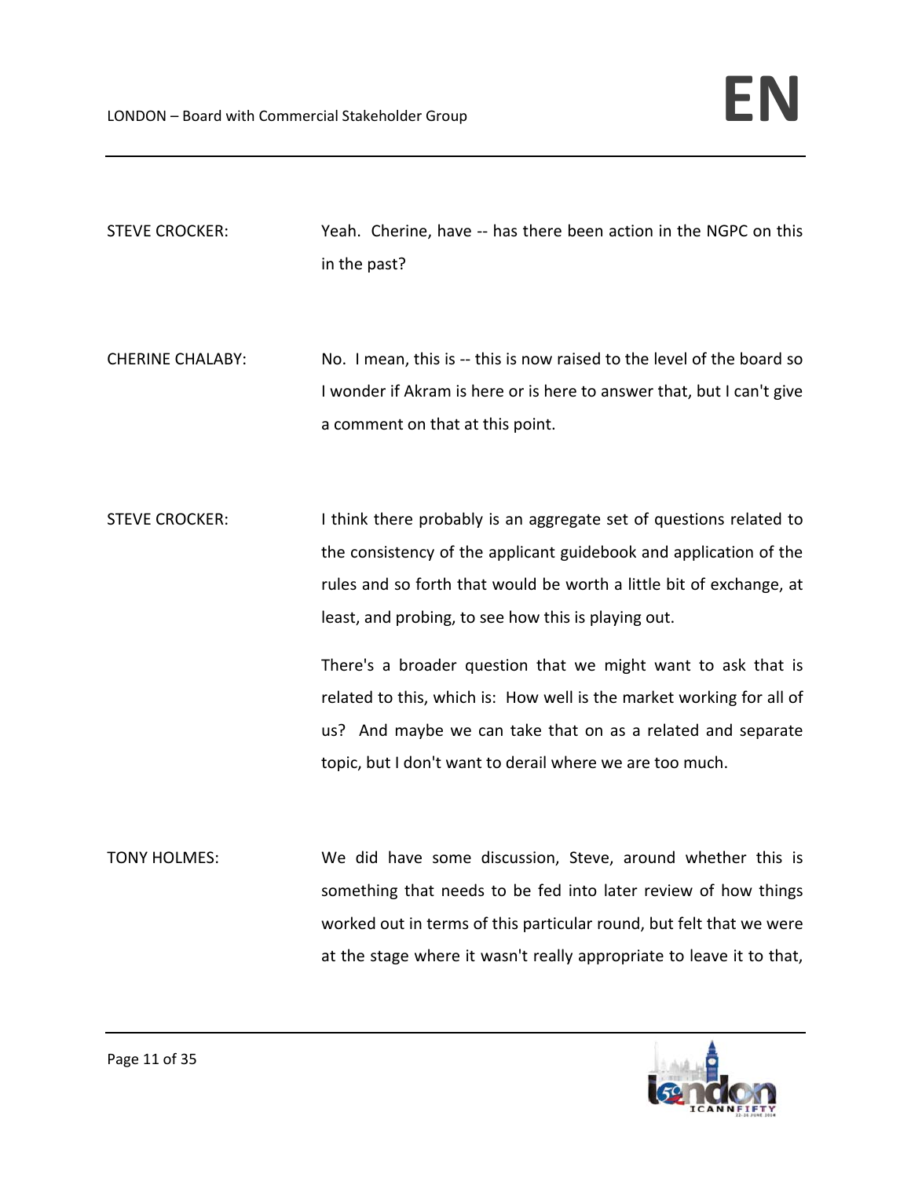STEVE CROCKER: Yeah. Cherine, have -- has there been action in the NGPC on this in the past?

CHERINE CHALABY: No. I mean, this is -- this is now raised to the level of the board so I wonder if Akram is here or is here to answer that, but I can't give a comment on that at this point.

STEVE CROCKER: I think there probably is an aggregate set of questions related to the consistency of the applicant guidebook and application of the rules and so forth that would be worth a little bit of exchange, at least, and probing, to see how this is playing out.

There's a broader question that we might want to ask that is related to this, which is: How well is the market working for all of us? And maybe we can take that on as a related and separate topic, but I don't want to derail where we are too much.

TONY HOLMES: We did have some discussion, Steve, around whether this is something that needs to be fed into later review of how things worked out in terms of this particular round, but felt that we were at the stage where it wasn't really appropriate to leave it to that,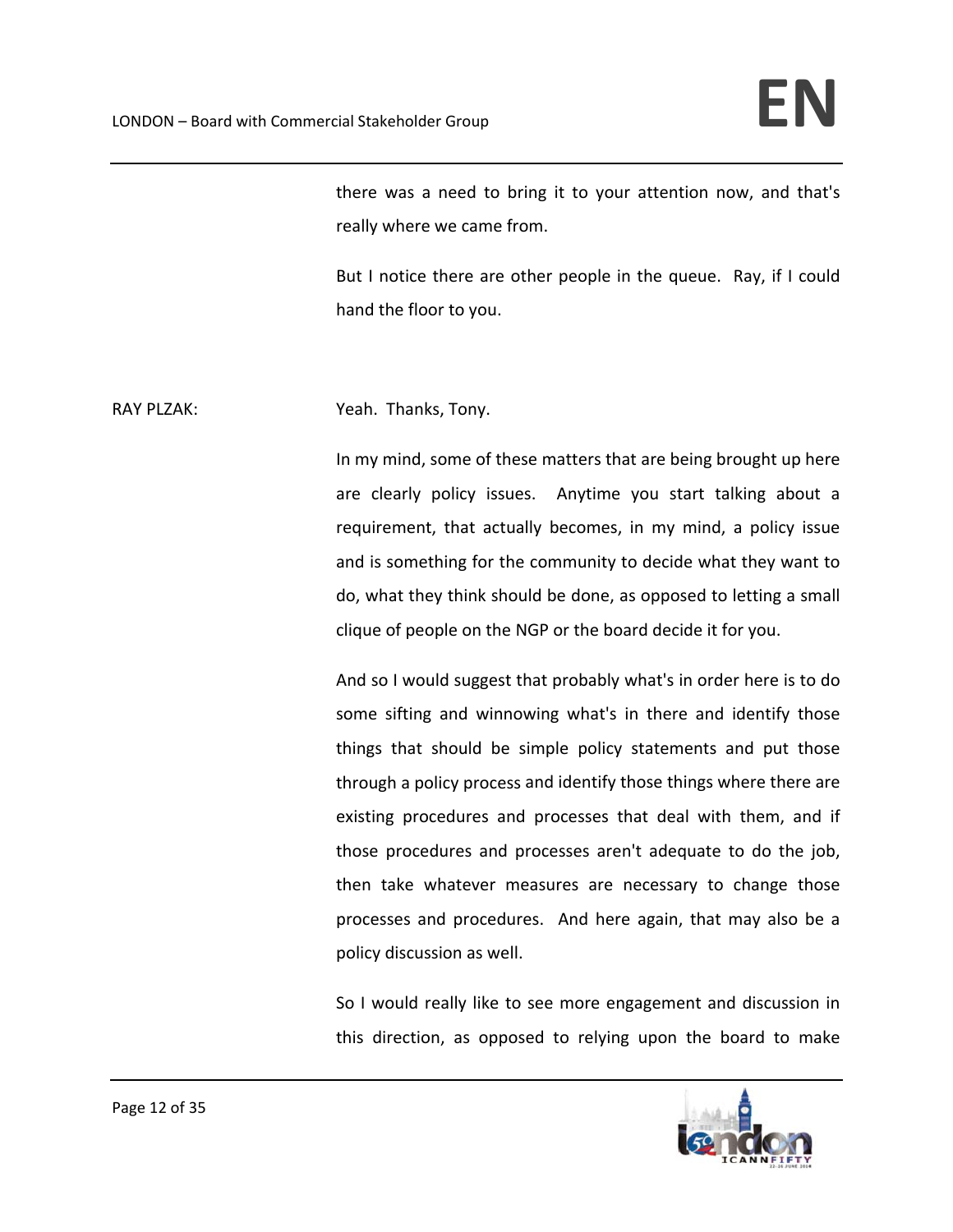there was a need to bring it to your attention now, and that's really where we came from.

But I notice there are other people in the queue. Ray, if I could hand the floor to you.

RAY PLZAK: Yeah. Thanks, Tony.

In my mind, some of these matters that are being brought up here are clearly policy issues. Anytime you start talking about a requirement, that actually becomes, in my mind, a policy issue and is something for the community to decide what they want to do, what they think should be done, as opposed to letting a small clique of people on the NGP or the board decide it for you.

And so I would suggest that probably what's in order here is to do some sifting and winnowing what's in there and identify those things that should be simple policy statements and put those through a policy process and identify those things where there are existing procedures and processes that deal with them, and if those procedures and processes aren't adequate to do the job, then take whatever measures are necessary to change those processes and procedures. And here again, that may also be a policy discussion as well.

So I would really like to see more engagement and discussion in this direction, as opposed to relying upon the board to make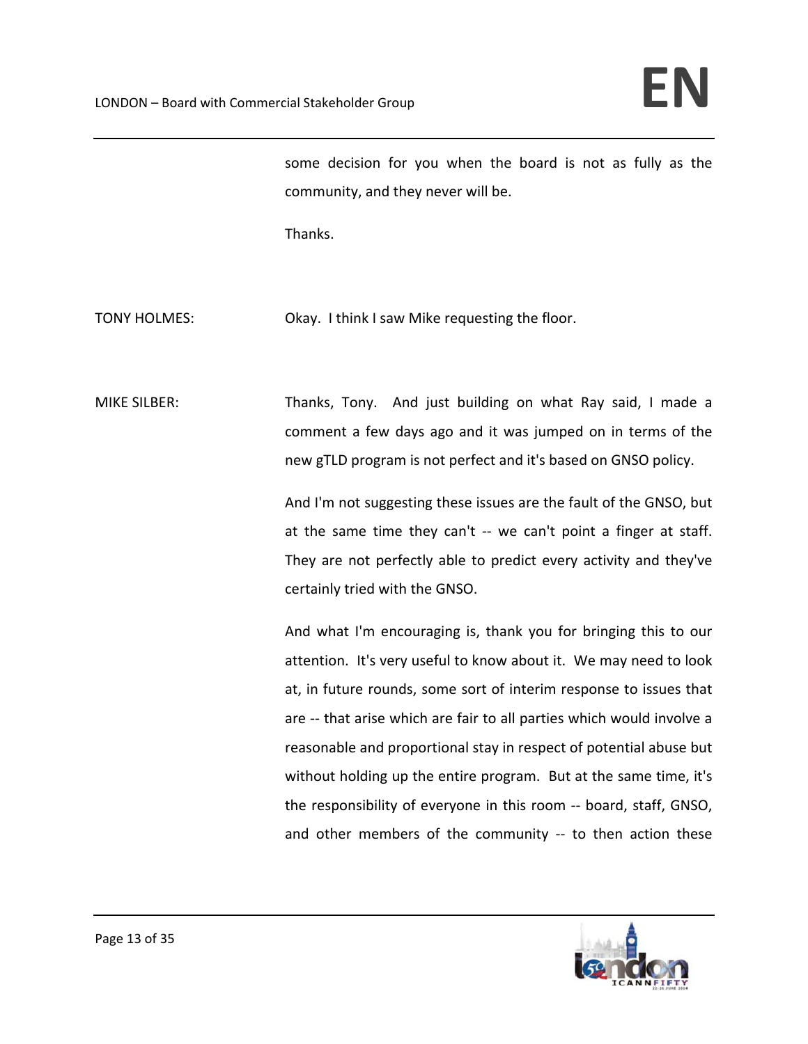some decision for you when the board is not as fully as the community, and they never will be.

Thanks.

TONY HOLMES: Okay. I think I saw Mike requesting the floor.

MIKE SILBER: Thanks, Tony. And just building on what Ray said, I made a comment a few days ago and it was jumped on in terms of the new gTLD program is not perfect and it's based on GNSO policy.

And I'm not suggesting these issues are the fault of the GNSO, but at the same time they can't -- we can't point a finger at staff. They are not perfectly able to predict every activity and they've certainly tried with the GNSO.

And what I'm encouraging is, thank you for bringing this to our attention. It's very useful to know about it. We may need to look at, in future rounds, some sort of interim response to issues that are -- that arise which are fair to all parties which would involve a reasonable and proportional stay in respect of potential abuse but without holding up the entire program. But at the same time, it's the responsibility of everyone in this room -- board, staff, GNSO, and other members of the community -- to then action these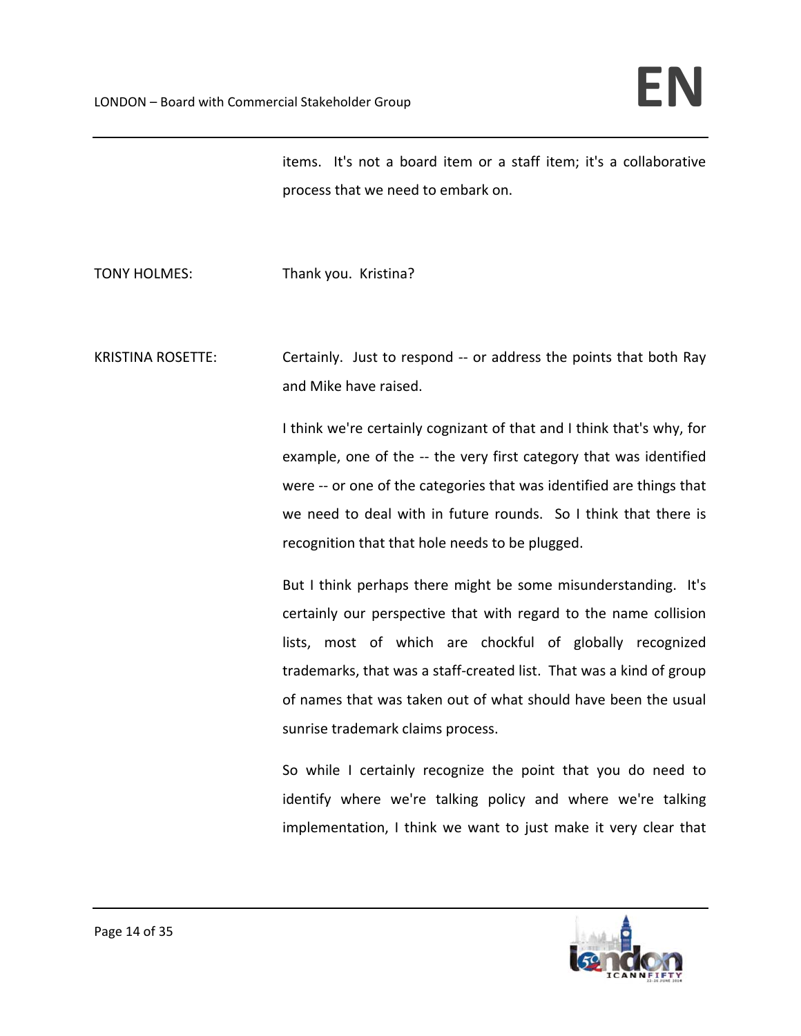items. It's not a board item or a staff item; it's a collaborative process that we need to embark on.

TONY HOLMES: Thank you. Kristina?

KRISTINA ROSETTE: Certainly. Just to respond -- or address the points that both Ray and Mike have raised.

I think we're certainly cognizant of that and I think that's why, for example, one of the -- the very first category that was identified were -- or one of the categories that was identified are things that we need to deal with in future rounds. So I think that there is recognition that that hole needs to be plugged.

But I think perhaps there might be some misunderstanding. It's certainly our perspective that with regard to the name collision lists, most of which are chockful of globally recognized trademarks, that was a staff-created list. That was a kind of group of names that was taken out of what should have been the usual sunrise trademark claims process.

So while I certainly recognize the point that you do need to identify where we're talking policy and where we're talking implementation, I think we want to just make it very clear that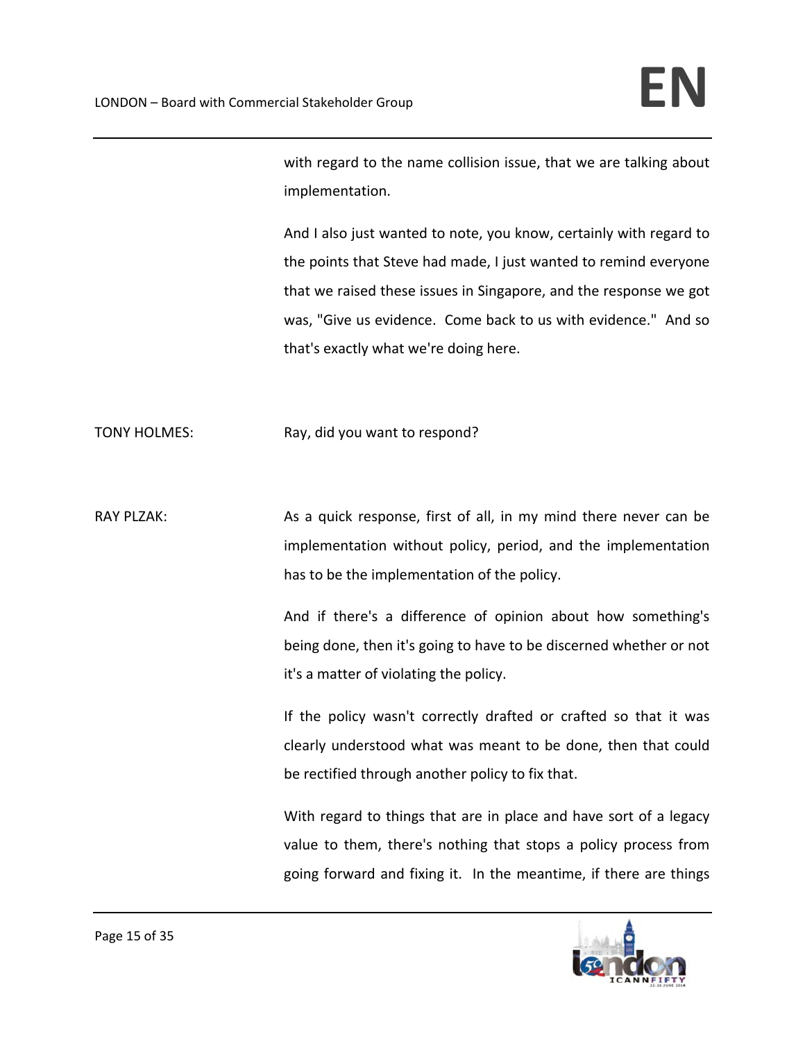with regard to the name collision issue, that we are talking about implementation.

And I also just wanted to note, you know, certainly with regard to the points that Steve had made, I just wanted to remind everyone that we raised these issues in Singapore, and the response we got was, "Give us evidence. Come back to us with evidence." And so that's exactly what we're doing here.

TONY HOLMES: Ray, did you want to respond?

RAY PLZAK: As a quick response, first of all, in my mind there never can be implementation without policy, period, and the implementation has to be the implementation of the policy.

And if there's a difference of opinion about how something's being done, then it's going to have to be discerned whether or not it's a matter of violating the policy.

If the policy wasn't correctly drafted or crafted so that it was clearly understood what was meant to be done, then that could be rectified through another policy to fix that.

With regard to things that are in place and have sort of a legacy value to them, there's nothing that stops a policy process from going forward and fixing it. In the meantime, if there are things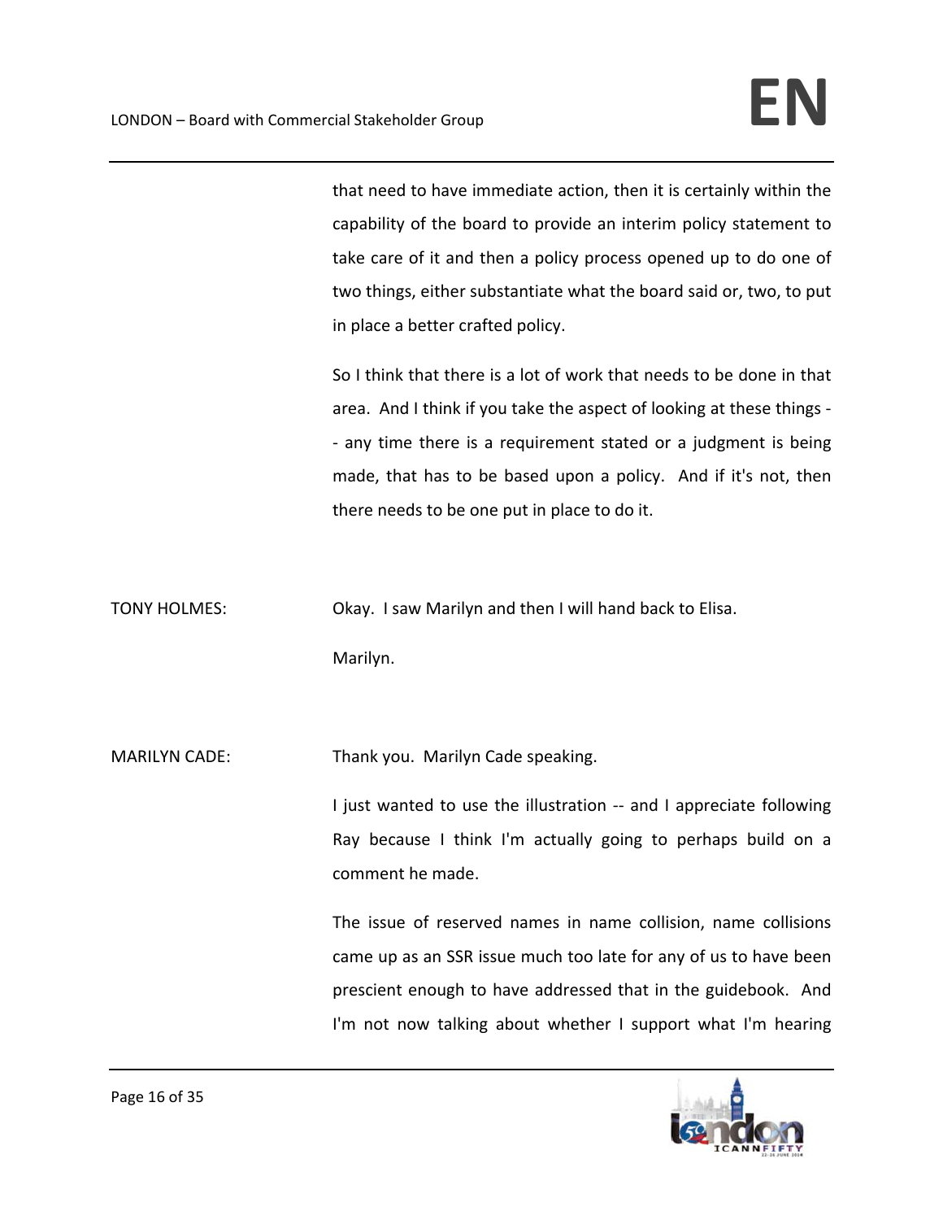that need to have immediate action, then it is certainly within the capability of the board to provide an interim policy statement to take care of it and then a policy process opened up to do one of two things, either substantiate what the board said or, two, to put in place a better crafted policy.

So I think that there is a lot of work that needs to be done in that area. And I think if you take the aspect of looking at these things -- any time there is a requirement stated or a judgment is being made, that has to be based upon a policy. And if it's not, then there needs to be one put in place to do it.

TONY HOLMES: Okay. I saw Marilyn and then I will hand back to Elisa.

Marilyn.

MARILYN CADE: Thank you. Marilyn Cade speaking.

I just wanted to use the illustration -- and I appreciate following Ray because I think I'm actually going to perhaps build on a comment he made.

The issue of reserved names in name collision, name collisions came up as an SSR issue much too late for any of us to have been prescient enough to have addressed that in the guidebook. And I'm not now talking about whether I support what I'm hearing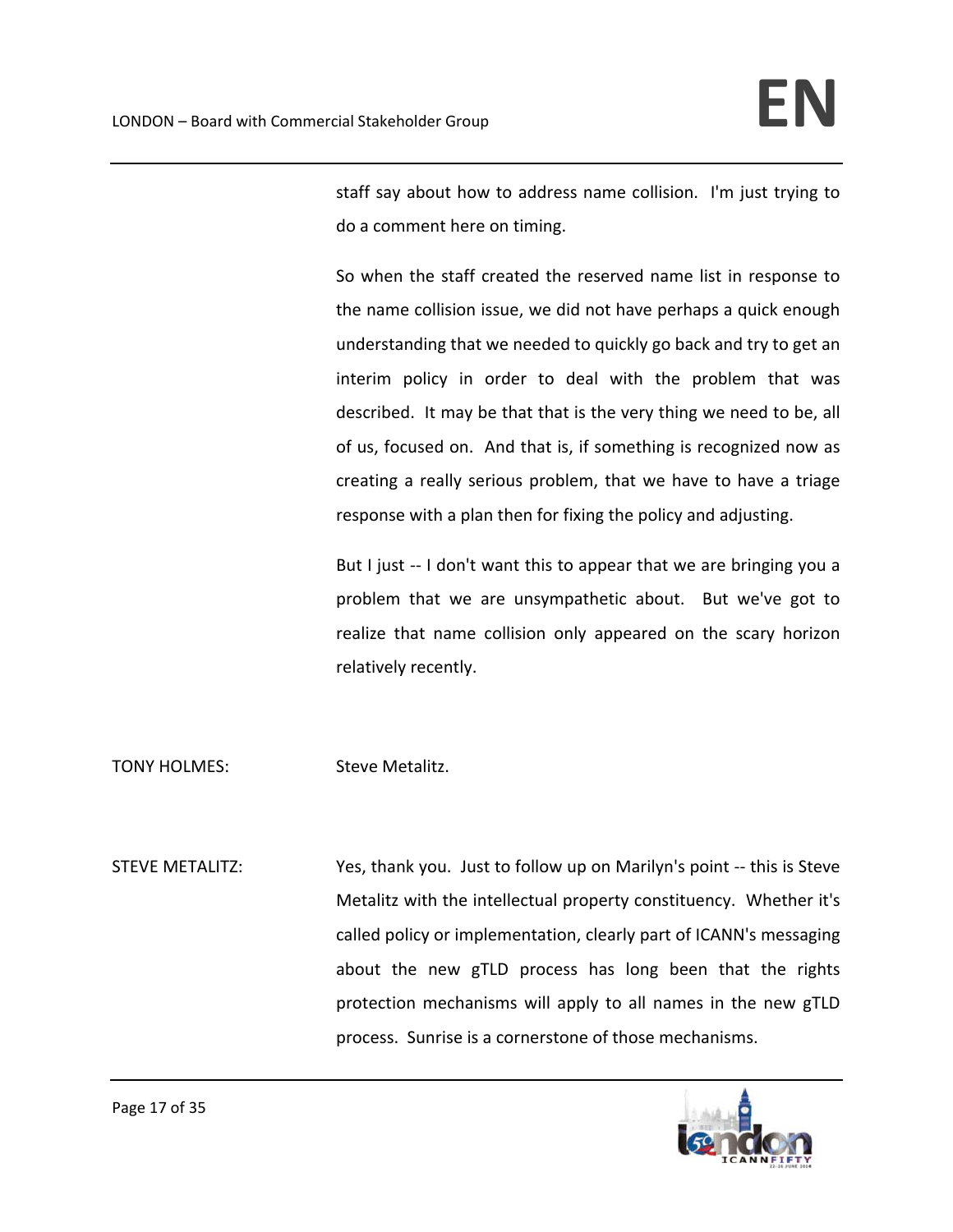staff say about how to address name collision. I'm just trying to do a comment here on timing.

So when the staff created the reserved name list in response to the name collision issue, we did not have perhaps a quick enough understanding that we needed to quickly go back and try to get an interim policy in order to deal with the problem that was described. It may be that that is the very thing we need to be, all of us, focused on. And that is, if something is recognized now as creating a really serious problem, that we have to have a triage response with a plan then for fixing the policy and adjusting.

But I just -- I don't want this to appear that we are bringing you a problem that we are unsympathetic about. But we've got to realize that name collision only appeared on the scary horizon relatively recently.

TONY HOLMES: Steve Metalitz.

STEVE METALITZ: Yes, thank you. Just to follow up on Marilyn's point -- this is Steve Metalitz with the intellectual property constituency. Whether it's called policy or implementation, clearly part of ICANN's messaging about the new gTLD process has long been that the rights protection mechanisms will apply to all names in the new gTLD process. Sunrise is a cornerstone of those mechanisms.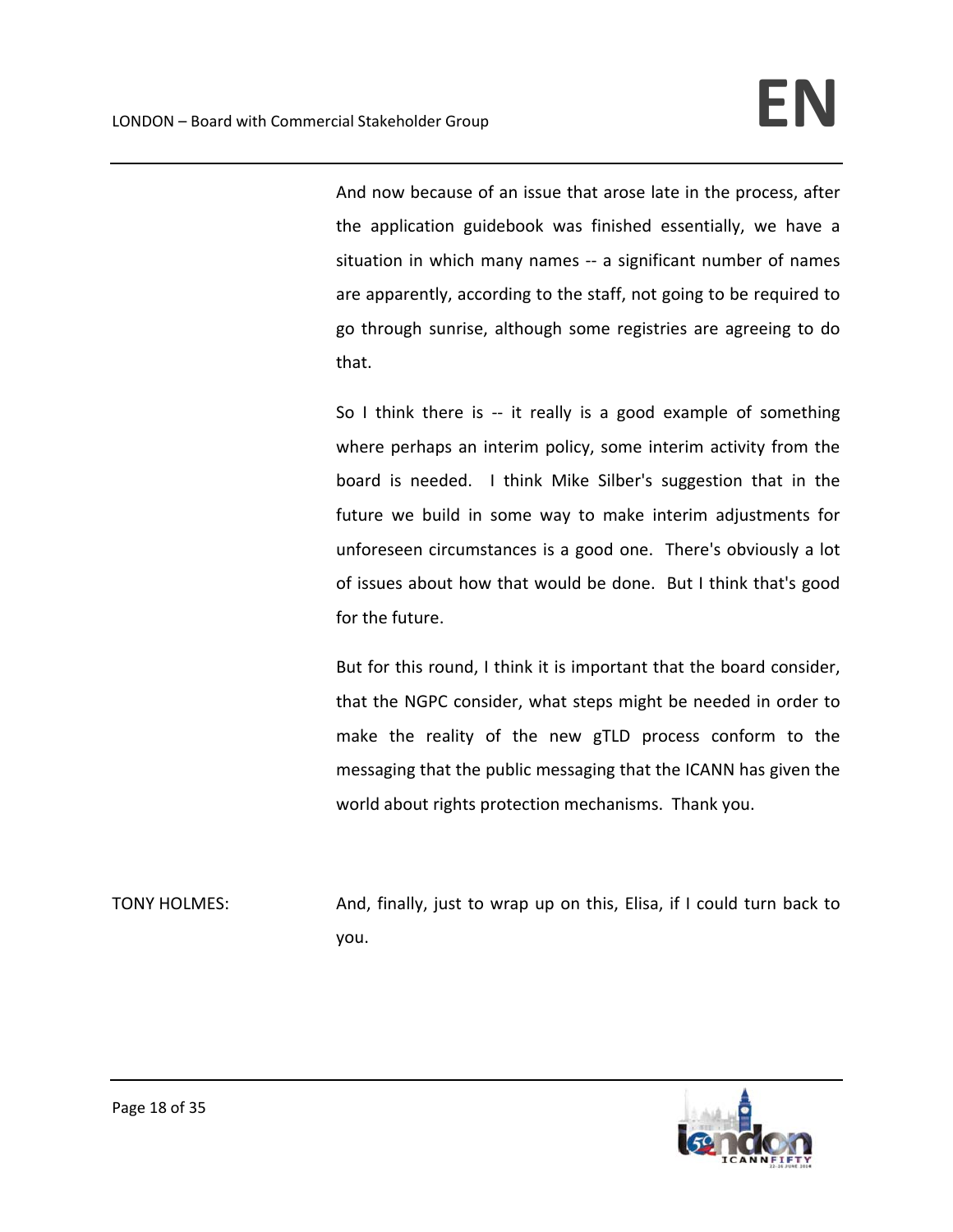And now because of an issue that arose late in the process, after the application guidebook was finished essentially, we have a situation in which many names -- a significant number of names are apparently, according to the staff, not going to be required to go through sunrise, although some registries are agreeing to do that.

So I think there is -- it really is a good example of something where perhaps an interim policy, some interim activity from the board is needed. I think Mike Silber's suggestion that in the future we build in some way to make interim adjustments for unforeseen circumstances is a good one. There's obviously a lot of issues about how that would be done. But I think that's good for the future.

But for this round, I think it is important that the board consider, that the NGPC consider, what steps might be needed in order to make the reality of the new gTLD process conform to the messaging that the public messaging that the ICANN has given the world about rights protection mechanisms. Thank you.

TONY HOLMES: And, finally, just to wrap up on this, Elisa, if I could turn back to you.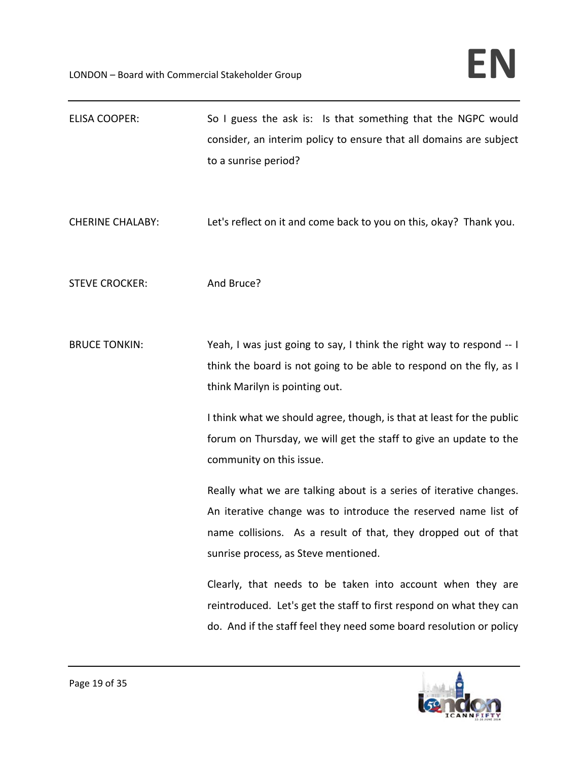ELISA COOPER: So I guess the ask is: Is that something that the NGPC would consider, an interim policy to ensure that all domains are subject to a sunrise period?

CHERINE CHALABY: Let's reflect on it and come back to you on this, okay? Thank you.

STEVE CROCKER: And Bruce?

BRUCE TONKIN: Yeah, I was just going to say, I think the right way to respond -- I think the board is not going to be able to respond on the fly, as I think Marilyn is pointing out.

I think what we should agree, though, is that at least for the public forum on Thursday, we will get the staff to give an update to the community on this issue.

Really what we are talking about is a series of iterative changes. An iterative change was to introduce the reserved name list of name collisions. As a result of that, they dropped out of that sunrise process, as Steve mentioned.

Clearly, that needs to be taken into account when they are reintroduced. Let's get the staff to first respond on what they can do. And if the staff feel they need some board resolution or policy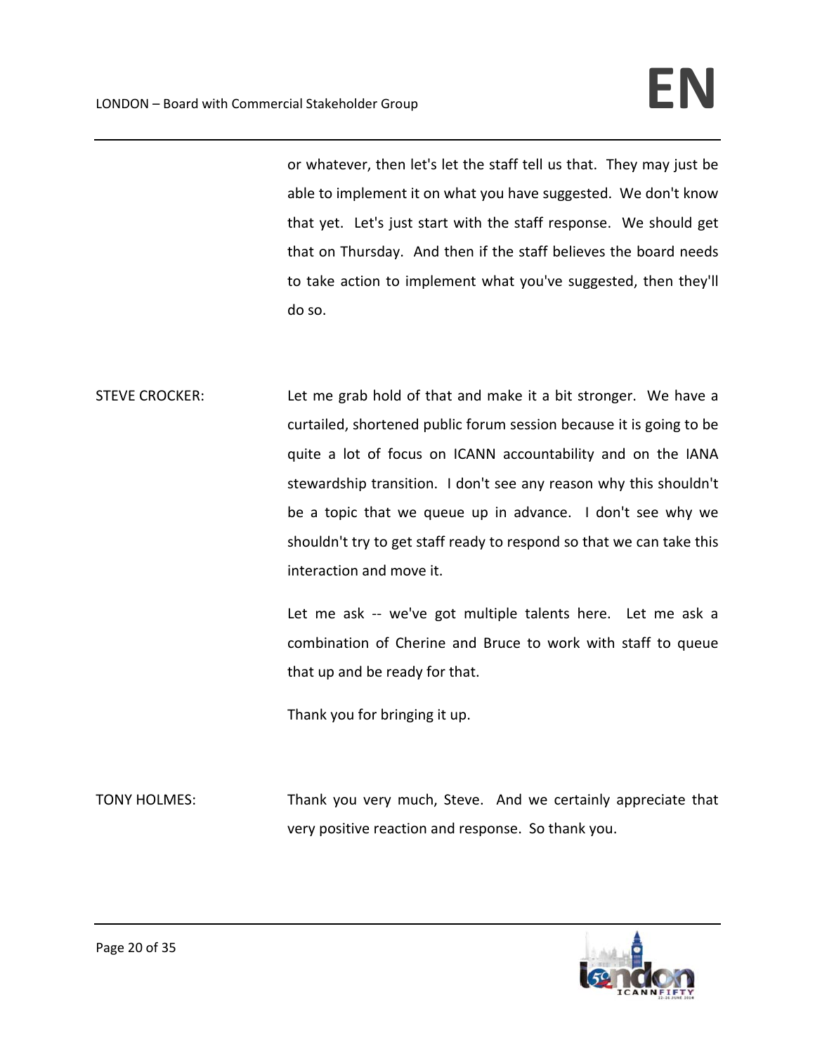or whatever, then let's let the staff tell us that. They may just be able to implement it on what you have suggested. We don't know that yet. Let's just start with the staff response. We should get that on Thursday. And then if the staff believes the board needs to take action to implement what you've suggested, then they'll do so.

STEVE CROCKER: Let me grab hold of that and make it a bit stronger. We have a curtailed, shortened public forum session because it is going to be quite a lot of focus on ICANN accountability and on the IANA stewardship transition. I don't see any reason why this shouldn't be a topic that we queue up in advance. I don't see why we shouldn't try to get staff ready to respond so that we can take this interaction and move it.

Let me ask -- we've got multiple talents here. Let me ask a combination of Cherine and Bruce to work with staff to queue that up and be ready for that.

Thank you for bringing it up.

TONY HOLMES: Thank you very much, Steve. And we certainly appreciate that very positive reaction and response. So thank you.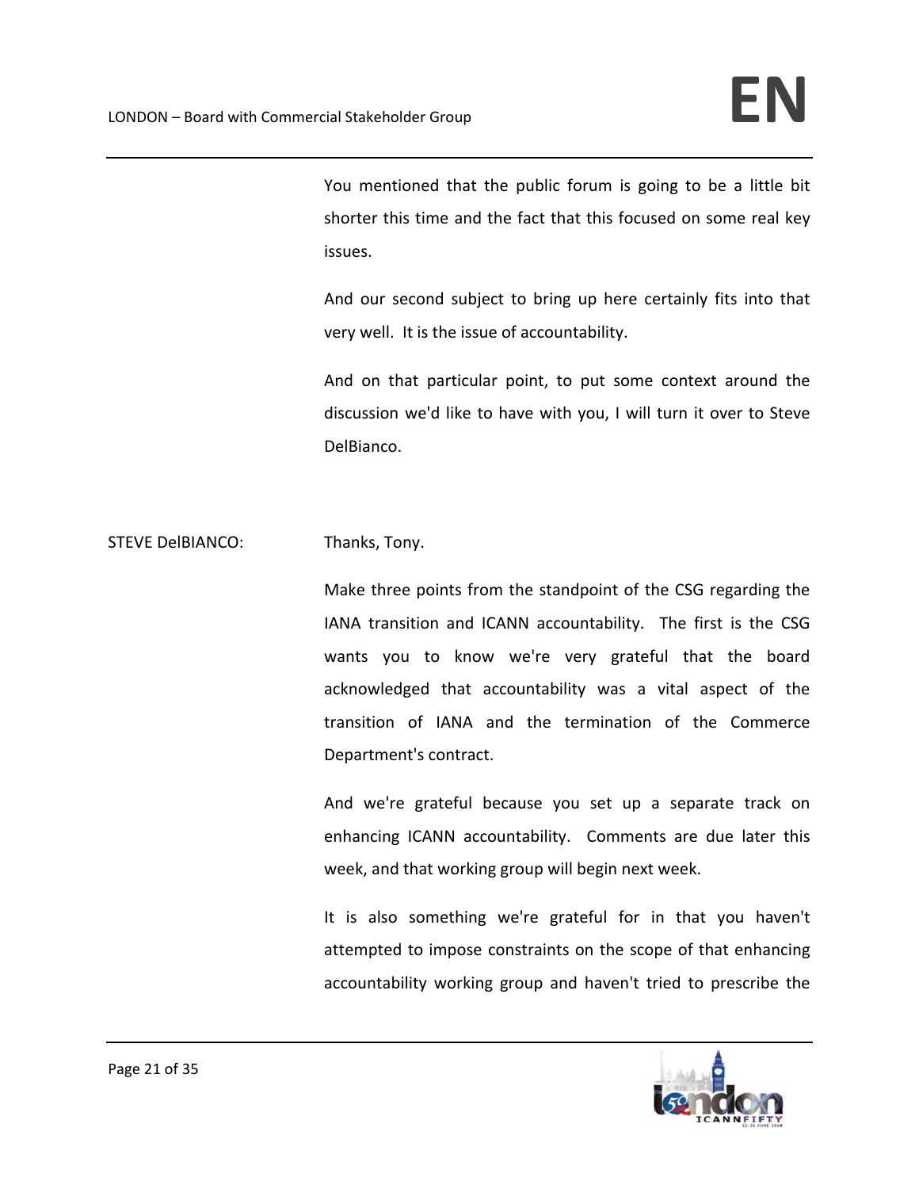You mentioned that the public forum is going to be a little bit shorter this time and the fact that this focused on some real key issues.

And our second subject to bring up here certainly fits into that very well. It is the issue of accountability.

And on that particular point, to put some context around the discussion we'd like to have with you, I will turn it over to Steve DelBianco.

STEVE DelBIANCO: Thanks, Tony.

Make three points from the standpoint of the CSG regarding the IANA transition and ICANN accountability. The first is the CSG wants you to know we're very grateful that the board acknowledged that accountability was a vital aspect of the transition of IANA and the termination of the Commerce Department's contract.

And we're grateful because you set up a separate track on enhancing ICANN accountability. Comments are due later this week, and that working group will begin next week.

It is also something we're grateful for in that you haven't attempted to impose constraints on the scope of that enhancing accountability working group and haven't tried to prescribe the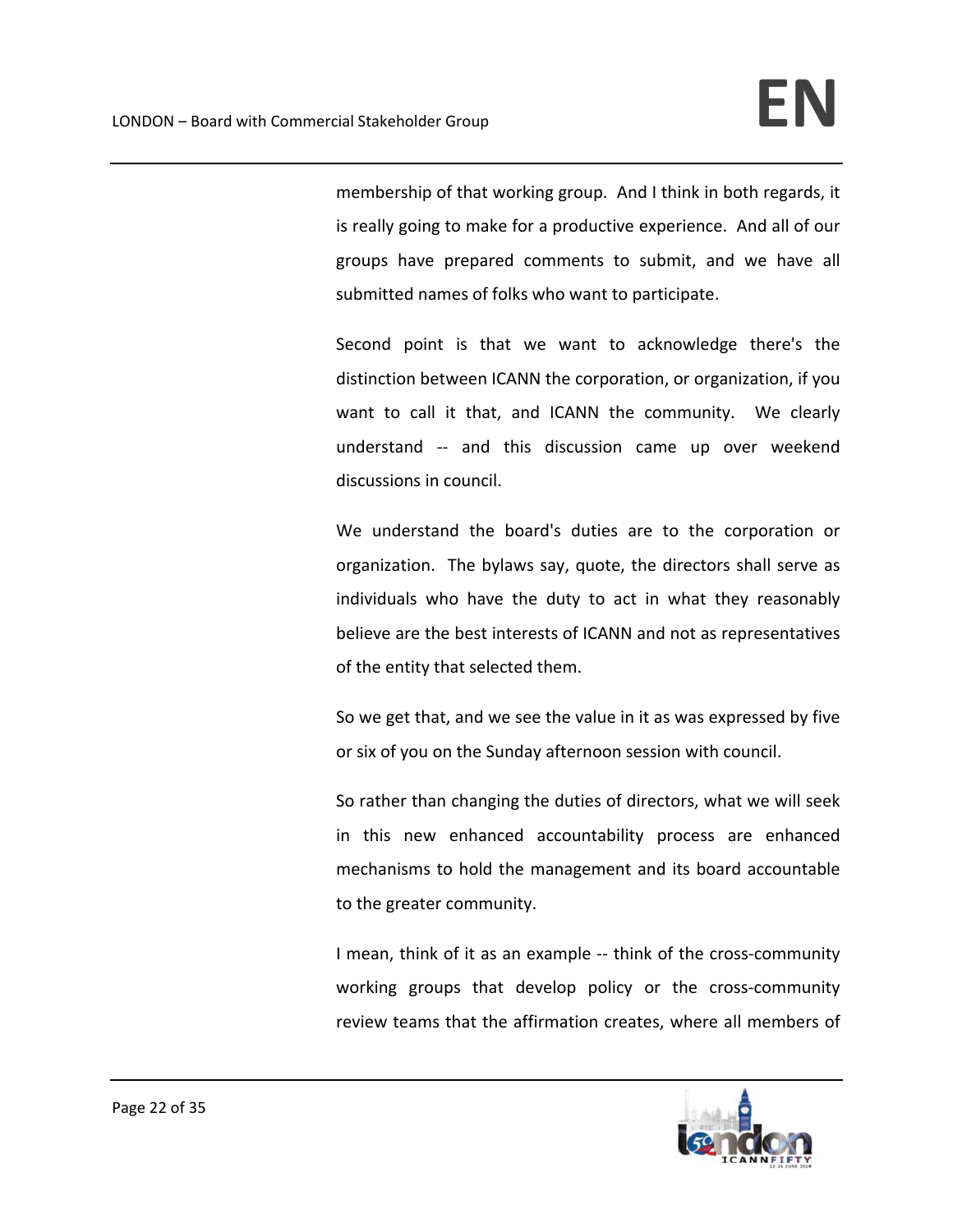membership of that working group. And I think in both regards, it is really going to make for a productive experience. And all of our groups have prepared comments to submit, and we have all submitted names of folks who want to participate.

Second point is that we want to acknowledge there's the distinction between ICANN the corporation, or organization, if you want to call it that, and ICANN the community. We clearly understand -- and this discussion came up over weekend discussions in council.

We understand the board's duties are to the corporation or organization. The bylaws say, quote, the directors shall serve as individuals who have the duty to act in what they reasonably believe are the best interests of ICANN and not as representatives of the entity that selected them.

So we get that, and we see the value in it as was expressed by five or six of you on the Sunday afternoon session with council.

So rather than changing the duties of directors, what we will seek in this new enhanced accountability process are enhanced mechanisms to hold the management and its board accountable to the greater community.

I mean, think of it as an example -- think of the cross-community working groups that develop policy or the cross-community review teams that the affirmation creates, where all members of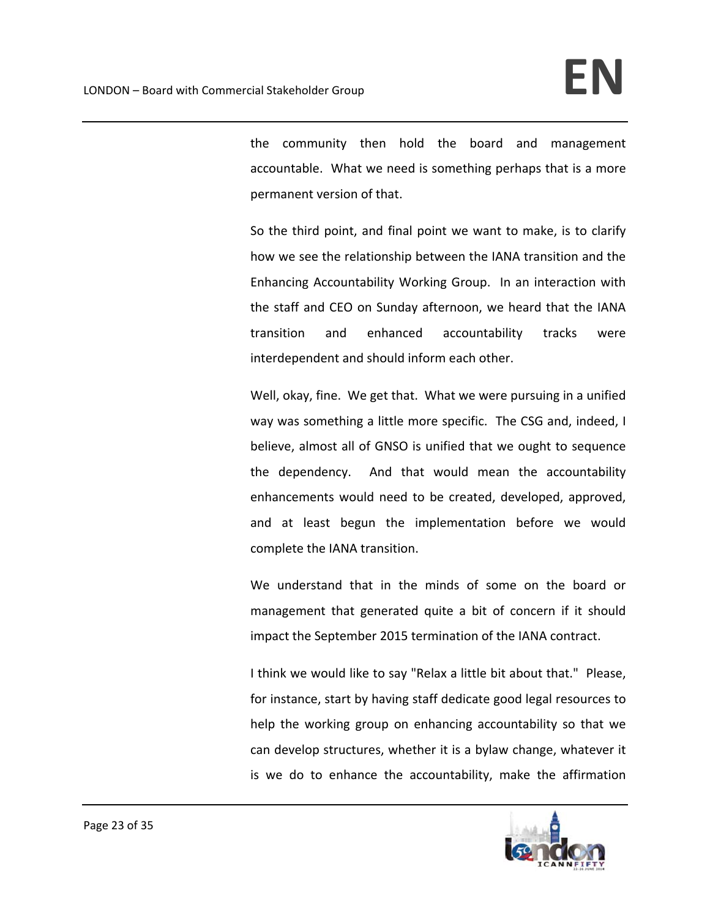the community then hold the board and management accountable. What we need is something perhaps that is a more permanent version of that.

So the third point, and final point we want to make, is to clarify how we see the relationship between the IANA transition and the Enhancing Accountability Working Group. In an interaction with the staff and CEO on Sunday afternoon, we heard that the IANA transition and enhanced accountability tracks were interdependent and should inform each other.

Well, okay, fine. We get that. What we were pursuing in a unified way was something a little more specific. The CSG and, indeed, I believe, almost all of GNSO is unified that we ought to sequence the dependency. And that would mean the accountability enhancements would need to be created, developed, approved, and at least begun the implementation before we would complete the IANA transition.

We understand that in the minds of some on the board or management that generated quite a bit of concern if it should impact the September 2015 termination of the IANA contract.

I think we would like to say "Relax a little bit about that." Please, for instance, start by having staff dedicate good legal resources to help the working group on enhancing accountability so that we can develop structures, whether it is a bylaw change, whatever it is we do to enhance the accountability, make the affirmation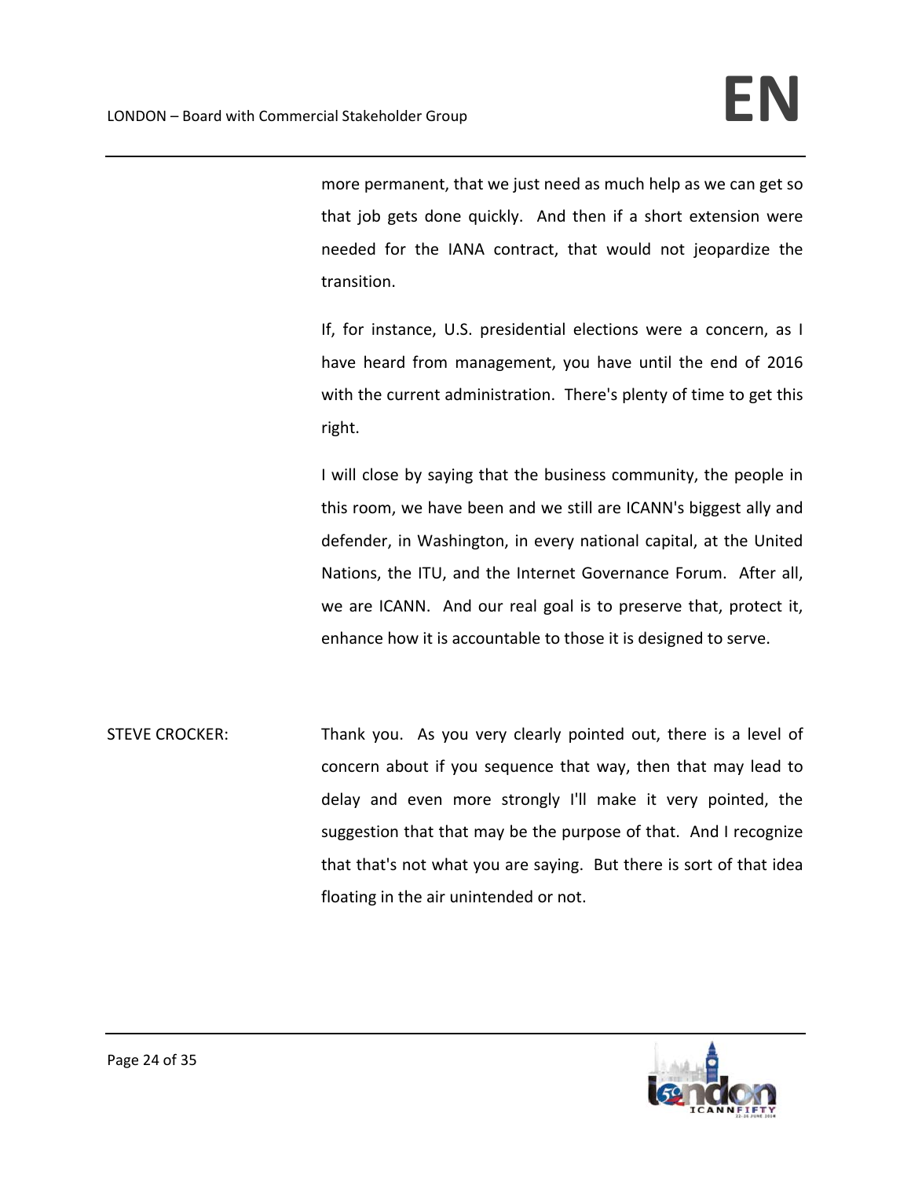more permanent, that we just need as much help as we can get so that job gets done quickly. And then if a short extension were needed for the IANA contract, that would not jeopardize the transition.

If, for instance, U.S. presidential elections were a concern, as I have heard from management, you have until the end of 2016 with the current administration. There's plenty of time to get this right.

I will close by saying that the business community, the people in this room, we have been and we still are ICANN's biggest ally and defender, in Washington, in every national capital, at the United Nations, the ITU, and the Internet Governance Forum. After all, we are ICANN. And our real goal is to preserve that, protect it, enhance how it is accountable to those it is designed to serve.

STEVE CROCKER: Thank you. As you very clearly pointed out, there is a level of concern about if you sequence that way, then that may lead to delay and even more strongly I'll make it very pointed, the suggestion that that may be the purpose of that. And I recognize that that's not what you are saying. But there is sort of that idea floating in the air unintended or not.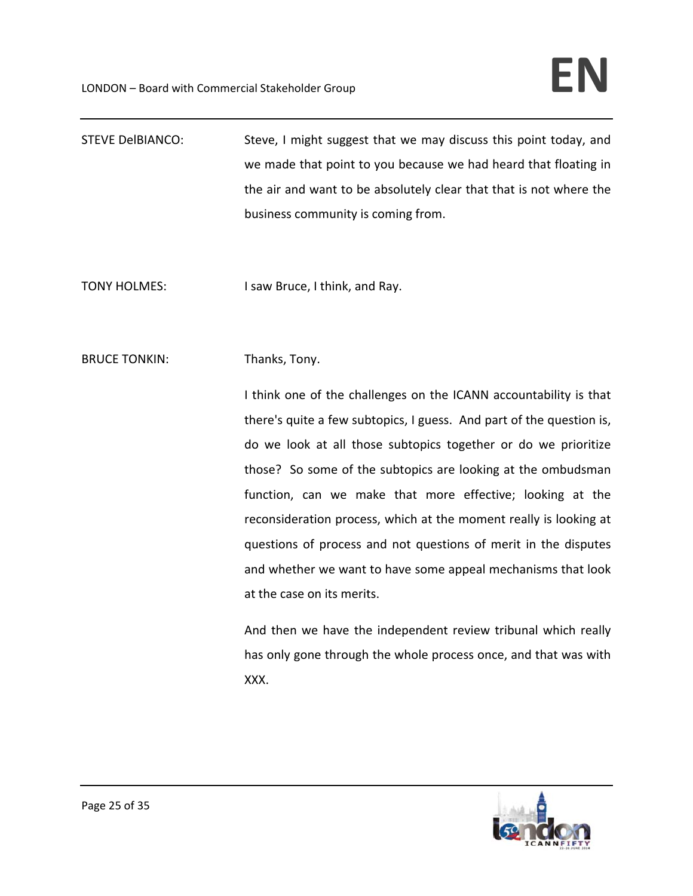STEVE DelBIANCO: Steve, I might suggest that we may discuss this point today, and we made that point to you because we had heard that floating in the air and want to be absolutely clear that that is not where the business community is coming from.

TONY HOLMES: I saw Bruce, I think, and Ray.

BRUCE TONKIN: Thanks, Tony.

I think one of the challenges on the ICANN accountability is that there's quite a few subtopics, I guess. And part of the question is, do we look at all those subtopics together or do we prioritize those? So some of the subtopics are looking at the ombudsman function, can we make that more effective; looking at the reconsideration process, which at the moment really is looking at questions of process and not questions of merit in the disputes and whether we want to have some appeal mechanisms that look at the case on its merits.

And then we have the independent review tribunal which really has only gone through the whole process once, and that was with XXX.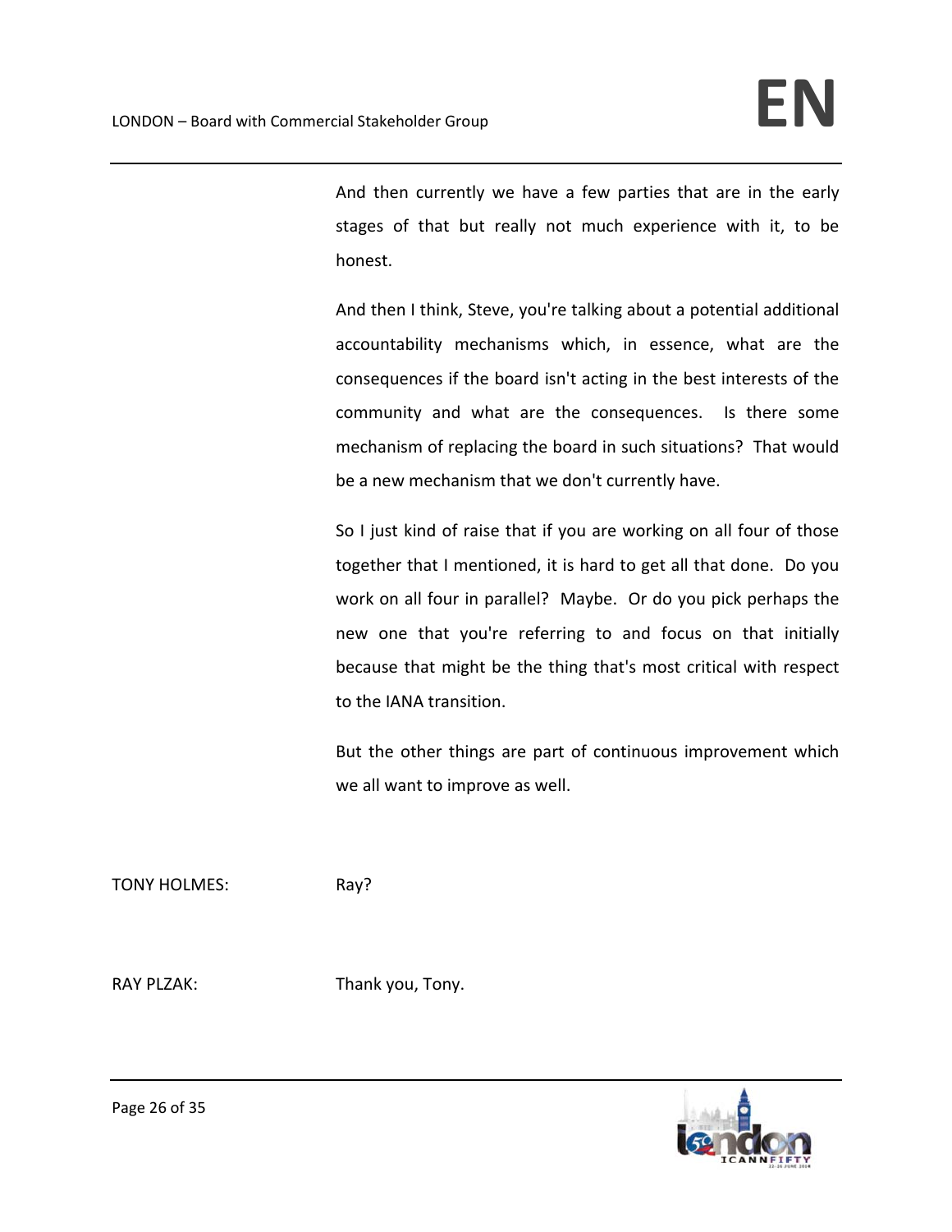And then currently we have a few parties that are in the early stages of that but really not much experience with it, to be honest.

And then I think, Steve, you're talking about a potential additional accountability mechanisms which, in essence, what are the consequences if the board isn't acting in the best interests of the community and what are the consequences. Is there some mechanism of replacing the board in such situations? That would be a new mechanism that we don't currently have.

So I just kind of raise that if you are working on all four of those together that I mentioned, it is hard to get all that done. Do you work on all four in parallel? Maybe. Or do you pick perhaps the new one that you're referring to and focus on that initially because that might be the thing that's most critical with respect to the IANA transition.

But the other things are part of continuous improvement which we all want to improve as well.

TONY HOLMES: Ray?

RAY PLZAK: Thank you, Tony.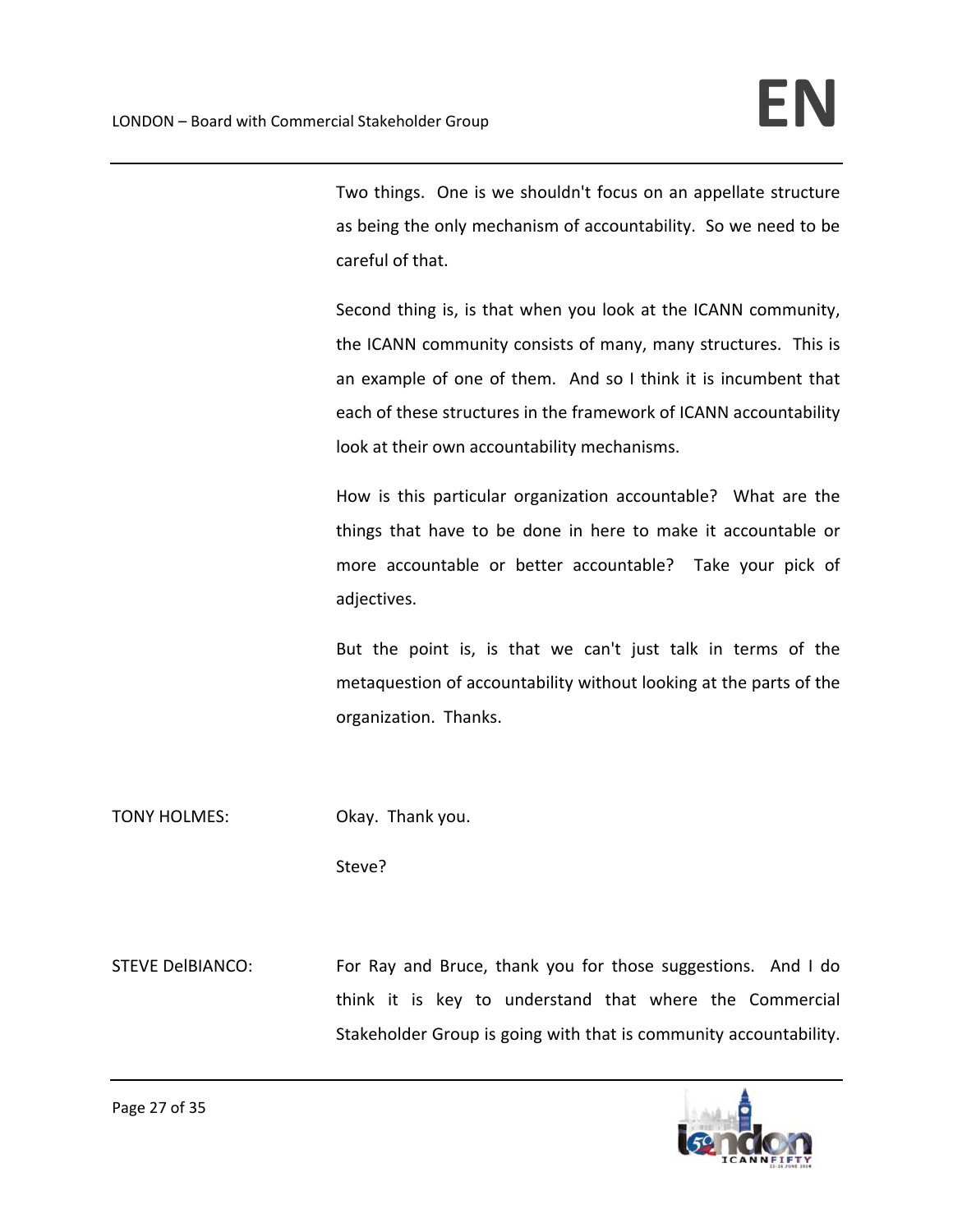Two things. One is we shouldn't focus on an appellate structure as being the only mechanism of accountability. So we need to be careful of that.

Second thing is, is that when you look at the ICANN community, the ICANN community consists of many, many structures. This is an example of one of them. And so I think it is incumbent that each of these structures in the framework of ICANN accountability look at their own accountability mechanisms.

How is this particular organization accountable? What are the things that have to be done in here to make it accountable or more accountable or better accountable? Take your pick of adjectives.

But the point is, is that we can't just talk in terms of the metaquestion of accountability without looking at the parts of the organization. Thanks.

TONY HOLMES: Okay. Thank you.

Steve?

STEVE DelBIANCO: For Ray and Bruce, thank you for those suggestions. And I do think it is key to understand that where the Commercial Stakeholder Group is going with that is community accountability.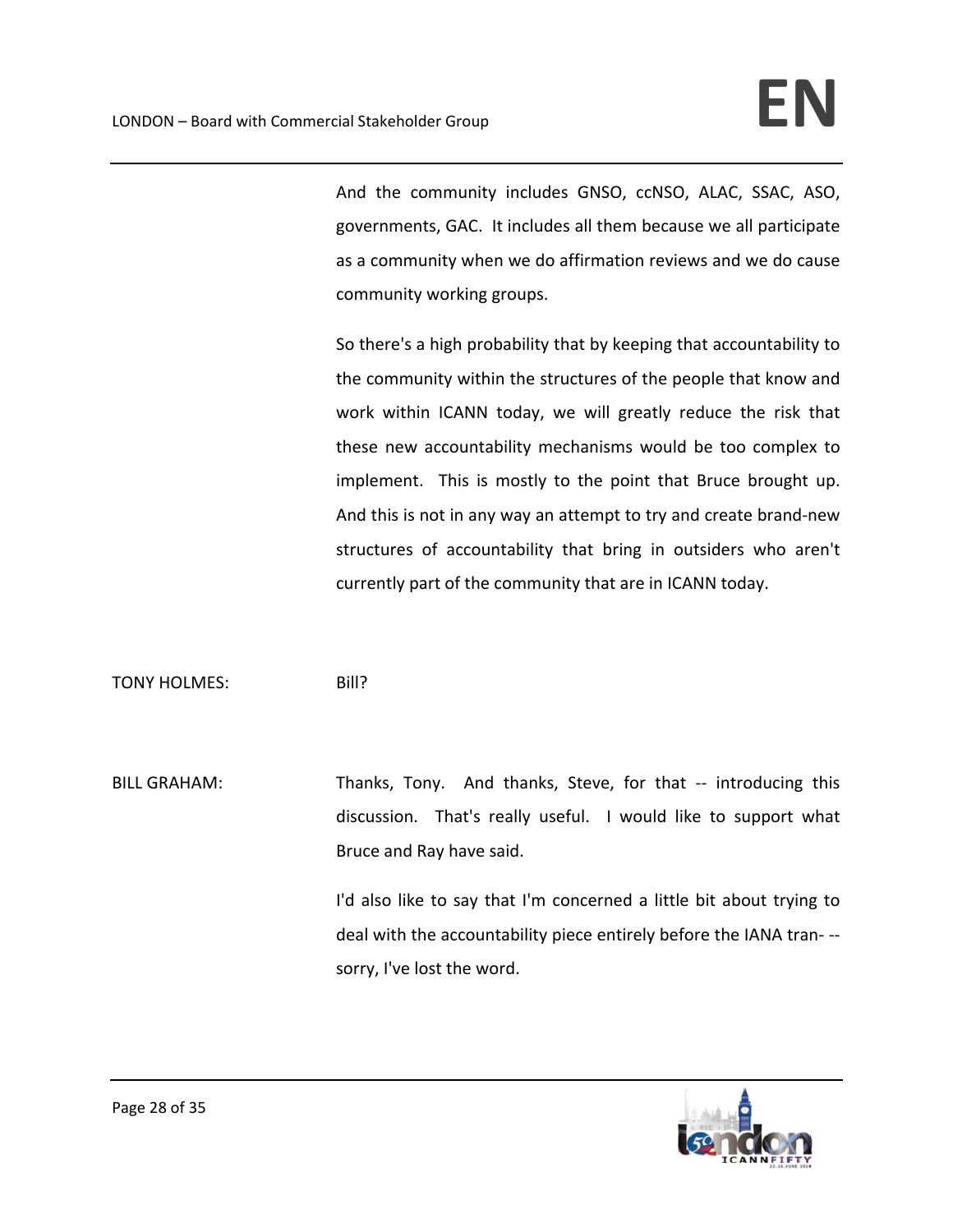And the community includes GNSO, ccNSO, ALAC, SSAC, ASO, governments, GAC. It includes all them because we all participate as a community when we do affirmation reviews and we do cause community working groups.

So there's a high probability that by keeping that accountability to the community within the structures of the people that know and work within ICANN today, we will greatly reduce the risk that these new accountability mechanisms would be too complex to implement. This is mostly to the point that Bruce brought up. And this is not in any way an attempt to try and create brand-new structures of accountability that bring in outsiders who aren't currently part of the community that are in ICANN today.

TONY HOLMES: Bill?

BILL GRAHAM: Thanks, Tony. And thanks, Steve, for that -- introducing this discussion. That's really useful. I would like to support what Bruce and Ray have said.

I'd also like to say that I'm concerned a little bit about trying to deal with the accountability piece entirely before the IANA tran- -- sorry, I've lost the word.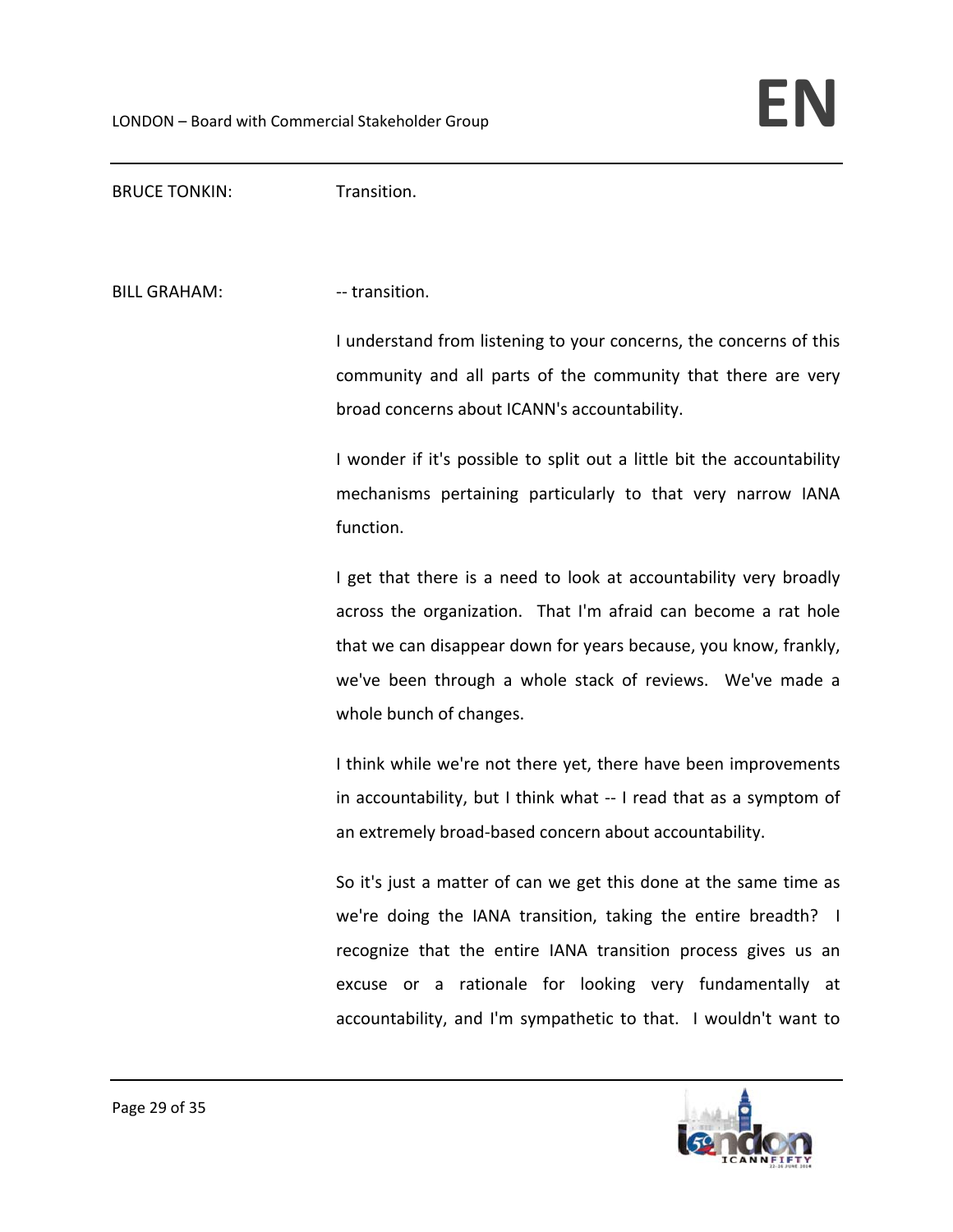BRUCE TONKIN: Transition.

BILL GRAHAM: -- transition.

I understand from listening to your concerns, the concerns of this community and all parts of the community that there are very broad concerns about ICANN's accountability.

I wonder if it's possible to split out a little bit the accountability mechanisms pertaining particularly to that very narrow IANA function.

I get that there is a need to look at accountability very broadly across the organization. That I'm afraid can become a rat hole that we can disappear down for years because, you know, frankly, we've been through a whole stack of reviews. We've made a whole bunch of changes.

I think while we're not there yet, there have been improvements in accountability, but I think what -- I read that as a symptom of an extremely broad-based concern about accountability.

So it's just a matter of can we get this done at the same time as we're doing the IANA transition, taking the entire breadth? I recognize that the entire IANA transition process gives us an excuse or a rationale for looking very fundamentally at accountability, and I'm sympathetic to that. I wouldn't want to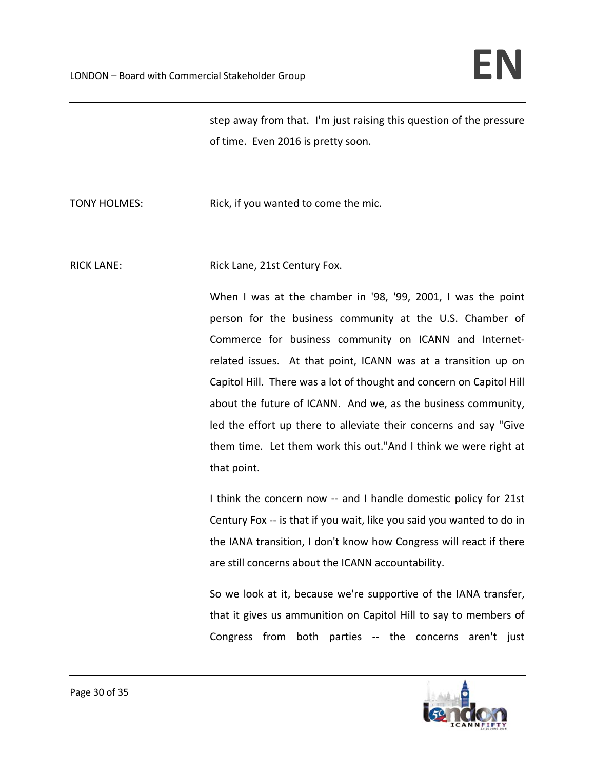step away from that. I'm just raising this question of the pressure of time. Even 2016 is pretty soon.

TONY HOLMES: Rick, if you wanted to come the mic.

RICK LANE: Rick Lane, 21st Century Fox.

When I was at the chamber in '98, '99, 2001, I was the point person for the business community at the U.S. Chamber of Commerce for business community on ICANN and Internet-related issues. At that point, ICANN was at a transition up on Capitol Hill. There was a lot of thought and concern on Capitol Hill about the future of ICANN. And we, as the business community, led the effort up there to alleviate their concerns and say "Give them time. Let them work this out."And I think we were right at that point.

I think the concern now -- and I handle domestic policy for 21st Century Fox -- is that if you wait, like you said you wanted to do in the IANA transition, I don't know how Congress will react if there are still concerns about the ICANN accountability.

So we look at it, because we're supportive of the IANA transfer, that it gives us ammunition on Capitol Hill to say to members of Congress from both parties -- the concerns aren't just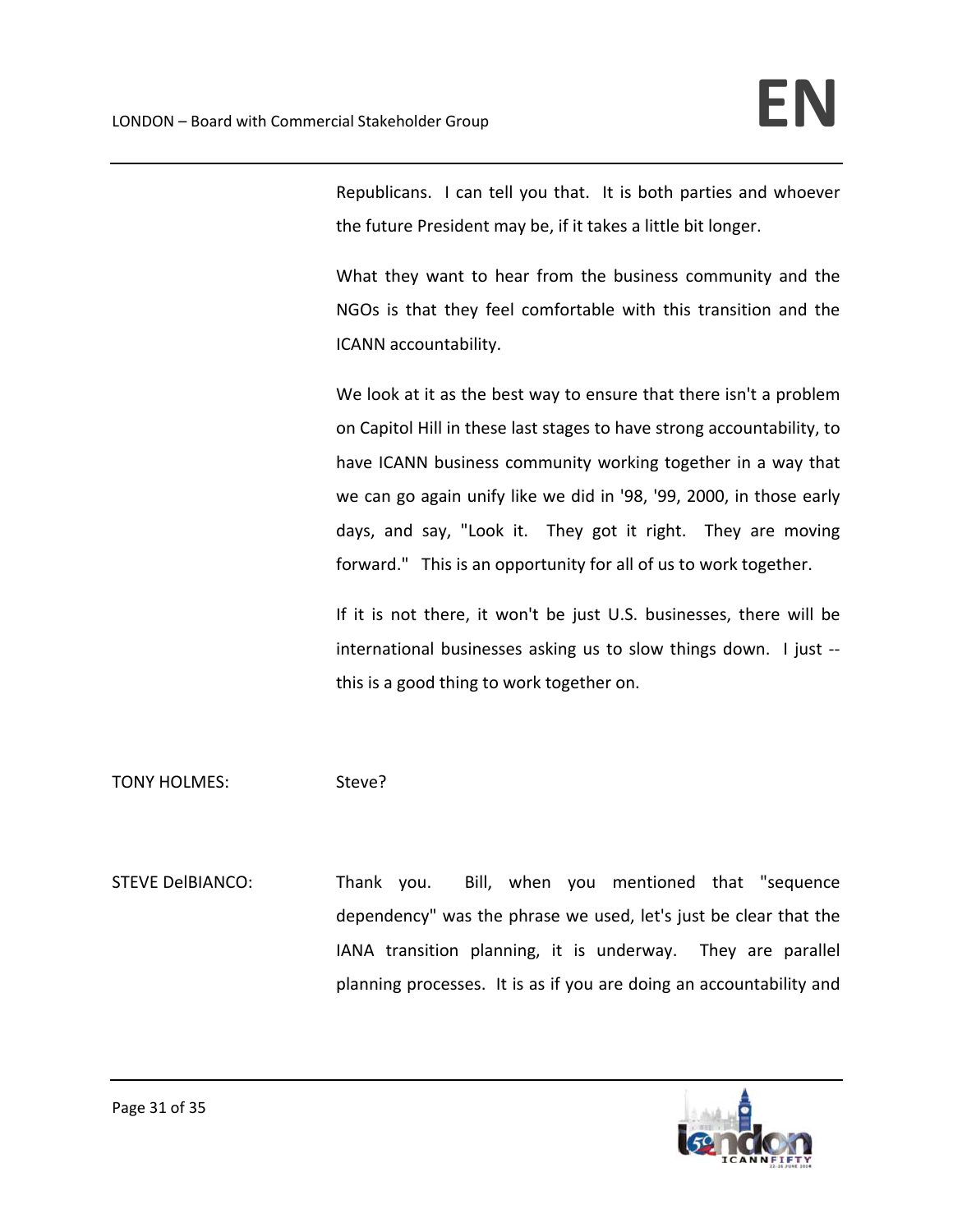Republicans. I can tell you that. It is both parties and whoever the future President may be, if it takes a little bit longer.

What they want to hear from the business community and the NGOs is that they feel comfortable with this transition and the ICANN accountability.

We look at it as the best way to ensure that there isn't a problem on Capitol Hill in these last stages to have strong accountability, to have ICANN business community working together in a way that we can go again unify like we did in '98, '99, 2000, in those early days, and say, "Look it. They got it right. They are moving forward." This is an opportunity for all of us to work together.

If it is not there, it won't be just U.S. businesses, there will be international businesses asking us to slow things down. I just -- this is a good thing to work together on.

TONY HOLMES: Steve?

STEVE DelBIANCO: Thank you. Bill, when you mentioned that "sequence dependency" was the phrase we used, let's just be clear that the IANA transition planning, it is underway. They are parallel planning processes. It is as if you are doing an accountability and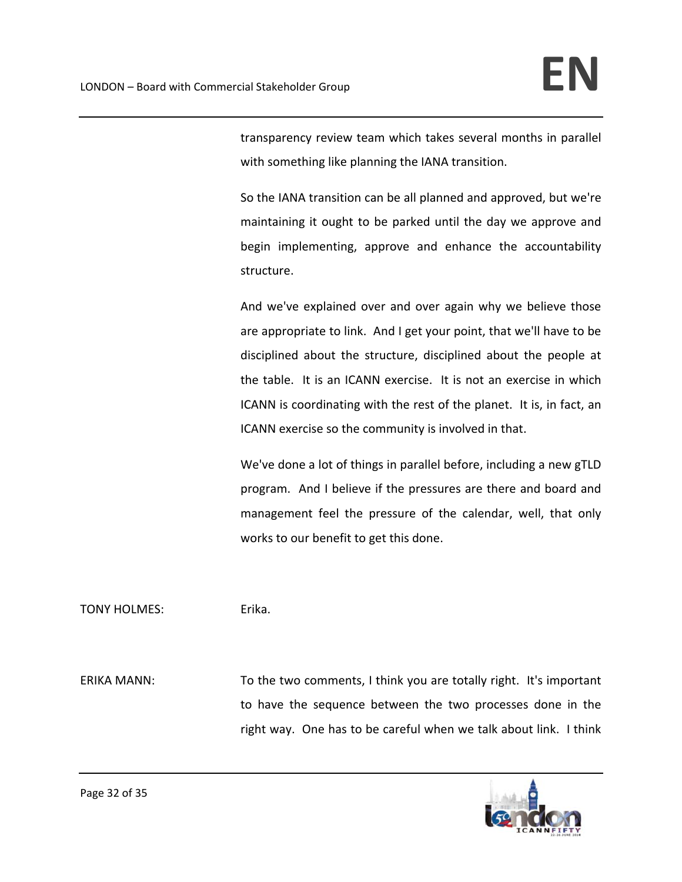transparency review team which takes several months in parallel with something like planning the IANA transition.

So the IANA transition can be all planned and approved, but we're maintaining it ought to be parked until the day we approve and begin implementing, approve and enhance the accountability structure.

And we've explained over and over again why we believe those are appropriate to link. And I get your point, that we'll have to be disciplined about the structure, disciplined about the people at the table. It is an ICANN exercise. It is not an exercise in which ICANN is coordinating with the rest of the planet. It is, in fact, an ICANN exercise so the community is involved in that.

We've done a lot of things in parallel before, including a new gTLD program. And I believe if the pressures are there and board and management feel the pressure of the calendar, well, that only works to our benefit to get this done.

TONY HOLMES: Erika.

ERIKA MANN: To the two comments, I think you are totally right. It's important to have the sequence between the two processes done in the right way. One has to be careful when we talk about link. I think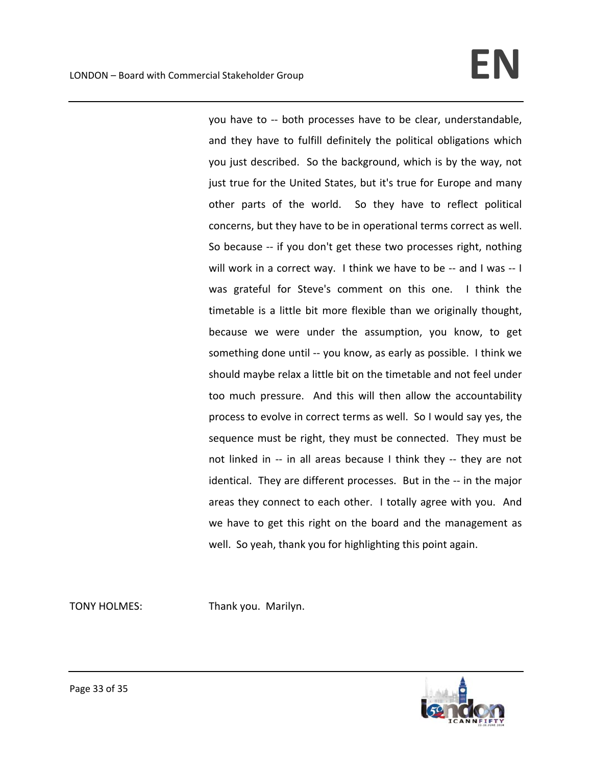you have to -- both processes have to be clear, understandable, and they have to fulfill definitely the political obligations which you just described. So the background, which is by the way, not just true for the United States, but it's true for Europe and many other parts of the world. So they have to reflect political concerns, but they have to be in operational terms correct as well. So because -- if you don't get these two processes right, nothing will work in a correct way. I think we have to be -- and I was -- I was grateful for Steve's comment on this one. I think the timetable is a little bit more flexible than we originally thought, because we were under the assumption, you know, to get something done until -- you know, as early as possible. I think we should maybe relax a little bit on the timetable and not feel under too much pressure. And this will then allow the accountability process to evolve in correct terms as well. So I would say yes, the sequence must be right, they must be connected. They must be not linked in -- in all areas because I think they -- they are not identical. They are different processes. But in the -- in the major areas they connect to each other. I totally agree with you. And we have to get this right on the board and the management as well. So yeah, thank you for highlighting this point again.

TONY HOLMES: Thank you. Marilyn.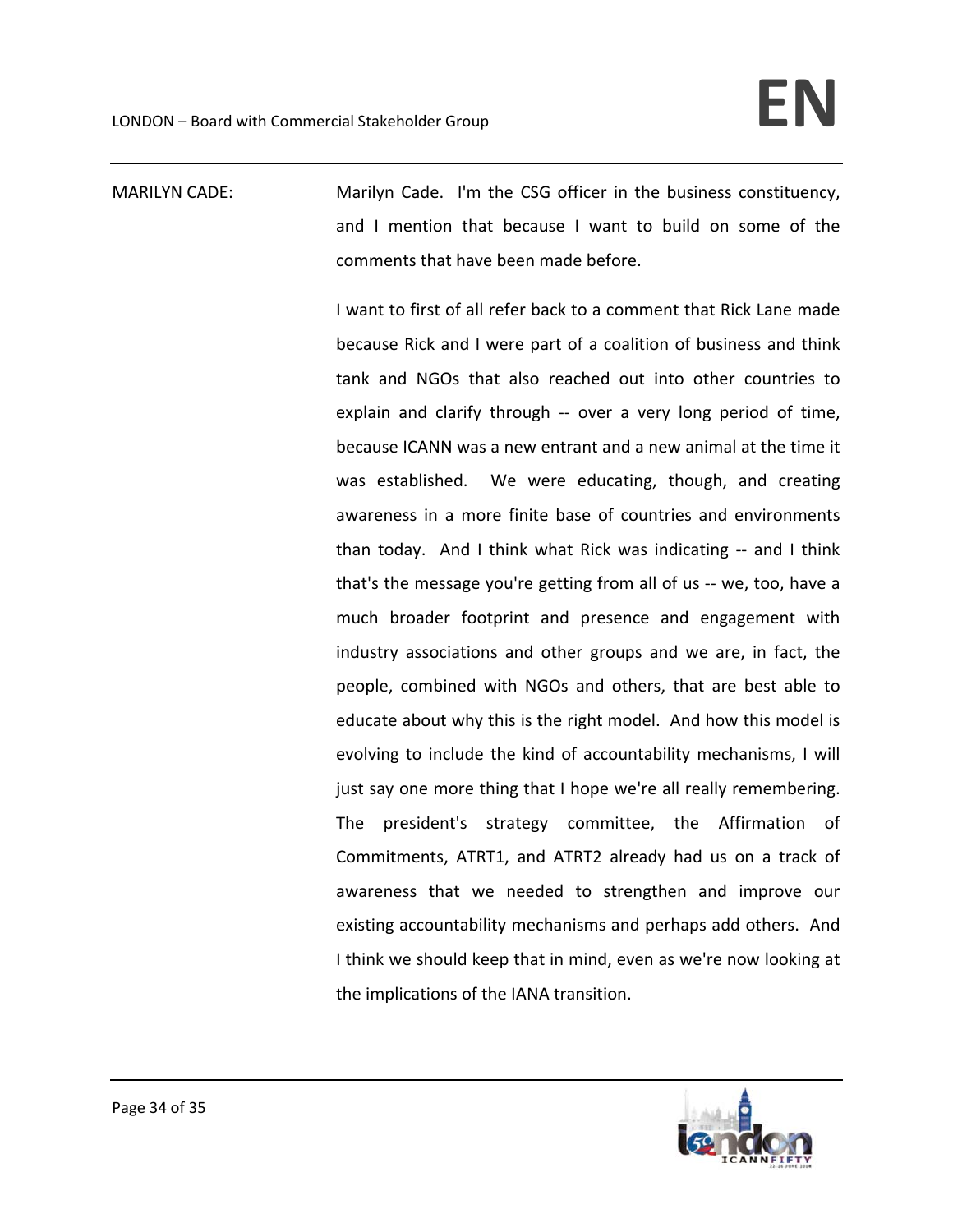MARILYN CADE: Marilyn Cade. I'm the CSG officer in the business constituency, and I mention that because I want to build on some of the comments that have been made before.

I want to first of all refer back to a comment that Rick Lane made because Rick and I were part of a coalition of business and think tank and NGOs that also reached out into other countries to explain and clarify through -- over a very long period of time, because ICANN was a new entrant and a new animal at the time it was established. We were educating, though, and creating awareness in a more finite base of countries and environments than today. And I think what Rick was indicating -- and I think that's the message you're getting from all of us -- we, too, have a much broader footprint and presence and engagement with industry associations and other groups and we are, in fact, the people, combined with NGOs and others, that are best able to educate about why this is the right model. And how this model is evolving to include the kind of accountability mechanisms, I will just say one more thing that I hope we're all really remembering. The president's strategy committee, the Affirmation of Commitments, ATRT1, and ATRT2 already had us on a track of awareness that we needed to strengthen and improve our existing accountability mechanisms and perhaps add others. And I think we should keep that in mind, even as we're now looking at the implications of the IANA transition.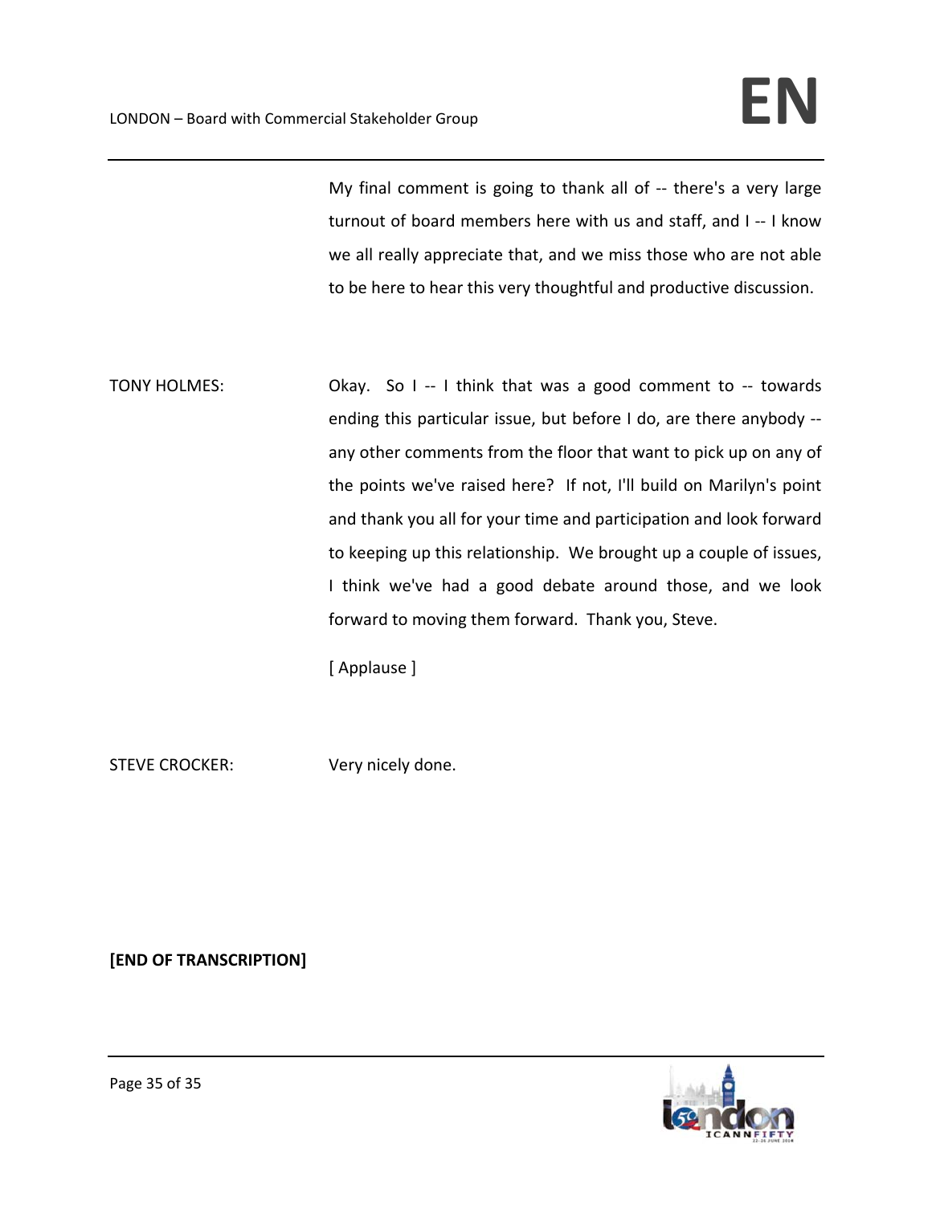My final comment is going to thank all of -- there's a very large turnout of board members here with us and staff, and I -- I know we all really appreciate that, and we miss those who are not able to be here to hear this very thoughtful and productive discussion.

TONY HOLMES: Okay. So I -- I think that was a good comment to -- towards ending this particular issue, but before I do, are there anybody -- any other comments from the floor that want to pick up on any of the points we've raised here? If not, I'll build on Marilyn's point and thank you all for your time and participation and look forward to keeping up this relationship. We brought up a couple of issues, I think we've had a good debate around those, and we look forward to moving them forward. Thank you, Steve.

[ Applause ]

STEVE CROCKER: Very nicely done.

**[END OF TRANSCRIPTION]**